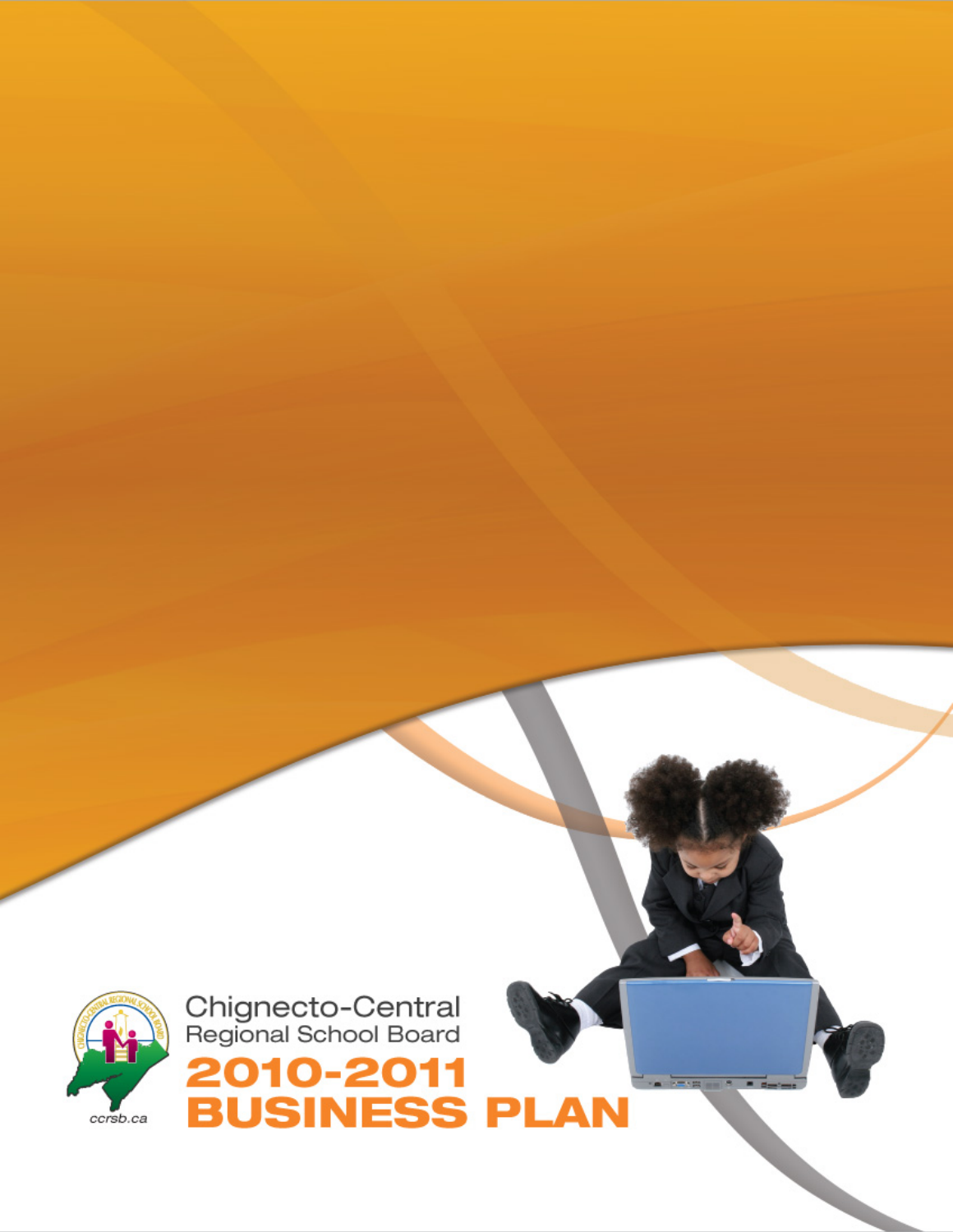Chignecto-Central Regional School Board

# 2010-2011 BUSINESS PLAN

ccrsb.ca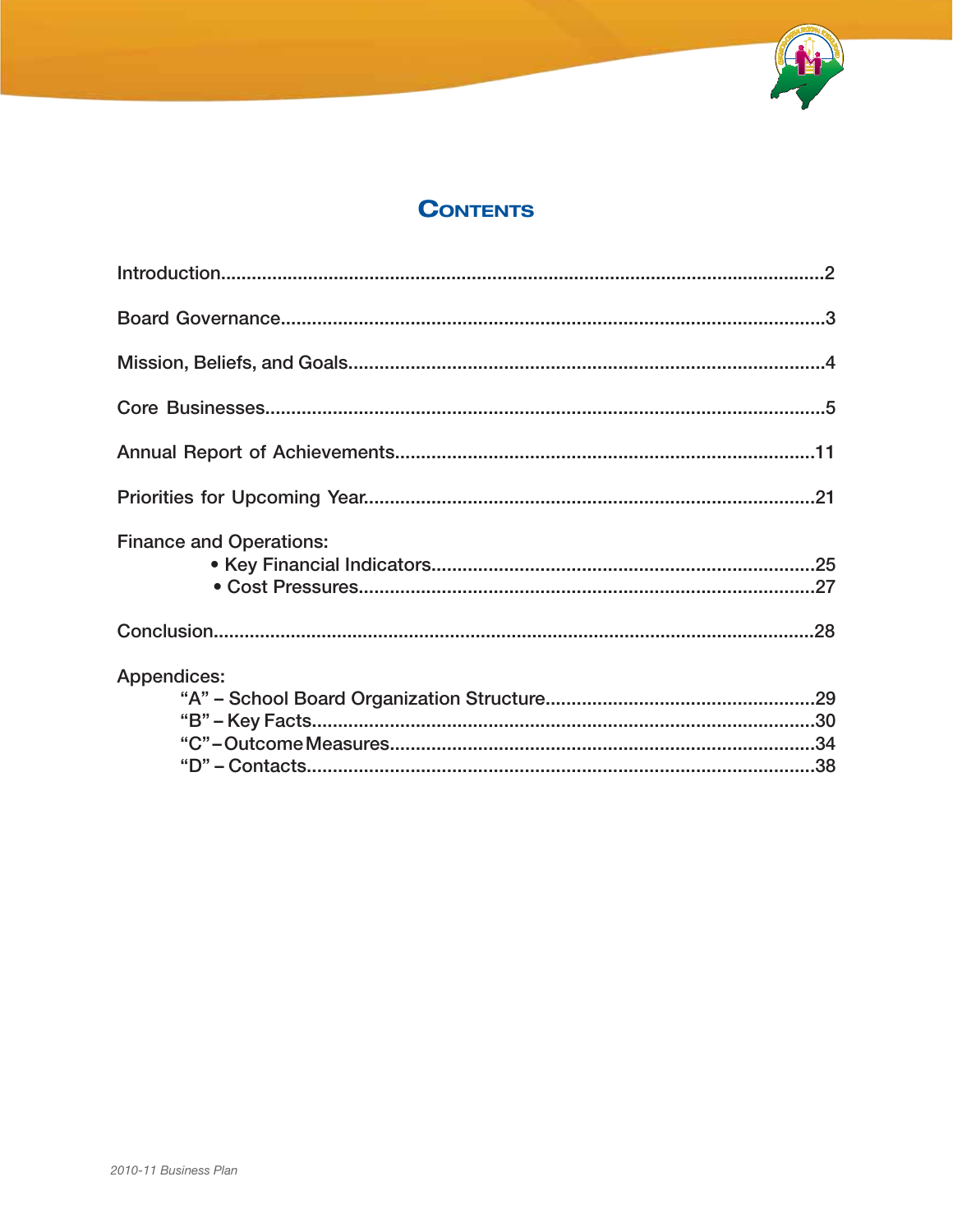# Contents

Introduction....................................................................................................................2

Board Governance........................................................................................................3

Mission, Beliefs, and Goals...........................................................................................4

Core Businesses............................................................................................................5

Annual Report of Achievements.................................................................................11

Priorities for Upcoming Year......................................................................................21

Finance and Operations:

- Key Financial Indicators.........................................................................25
- Cost Pressures.......................................................................................27

Conclusion...................................................................................................................28

Appendices:

"A" – School Board Organization Structure....................................................29
"B" – Key Facts.................................................................................................30
"C" – Outcome Measures..................................................................................34
"D" – Contacts..................................................................................................38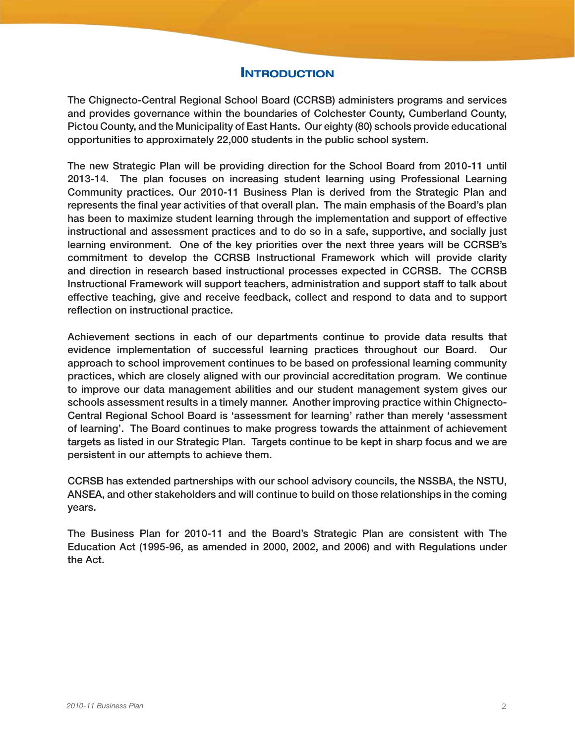# Introduction

The Chignecto-Central Regional School Board (CCRSB) administers programs and services and provides governance within the boundaries of Colchester County, Cumberland County, Pictou County, and the Municipality of East Hants. Our eighty (80) schools provide educational opportunities to approximately 22,000 students in the public school system.

The new Strategic Plan will be providing direction for the School Board from 2010-11 until 2013-14. The plan focuses on increasing student learning using Professional Learning Community practices. Our 2010-11 Business Plan is derived from the Strategic Plan and represents the final year activities of that overall plan. The main emphasis of the Board's plan has been to maximize student learning through the implementation and support of effective instructional and assessment practices and to do so in a safe, supportive, and socially just learning environment. One of the key priorities over the next three years will be CCRSB's commitment to develop the CCRSB Instructional Framework which will provide clarity and direction in research based instructional processes expected in CCRSB. The CCRSB Instructional Framework will support teachers, administration and support staff to talk about effective teaching, give and receive feedback, collect and respond to data and to support reflection on instructional practice.

Achievement sections in each of our departments continue to provide data results that evidence implementation of successful learning practices throughout our Board. Our approach to school improvement continues to be based on professional learning community practices, which are closely aligned with our provincial accreditation program. We continue to improve our data management abilities and our student management system gives our schools assessment results in a timely manner. Another improving practice within Chignecto-Central Regional School Board is 'assessment for learning' rather than merely 'assessment of learning'. The Board continues to make progress towards the attainment of achievement targets as listed in our Strategic Plan. Targets continue to be kept in sharp focus and we are persistent in our attempts to achieve them.

CCRSB has extended partnerships with our school advisory councils, the NSSBA, the NSTU, ANSEA, and other stakeholders and will continue to build on those relationships in the coming years.

The Business Plan for 2010-11 and the Board's Strategic Plan are consistent with The Education Act (1995-96, as amended in 2000, 2002, and 2006) and with Regulations under the Act.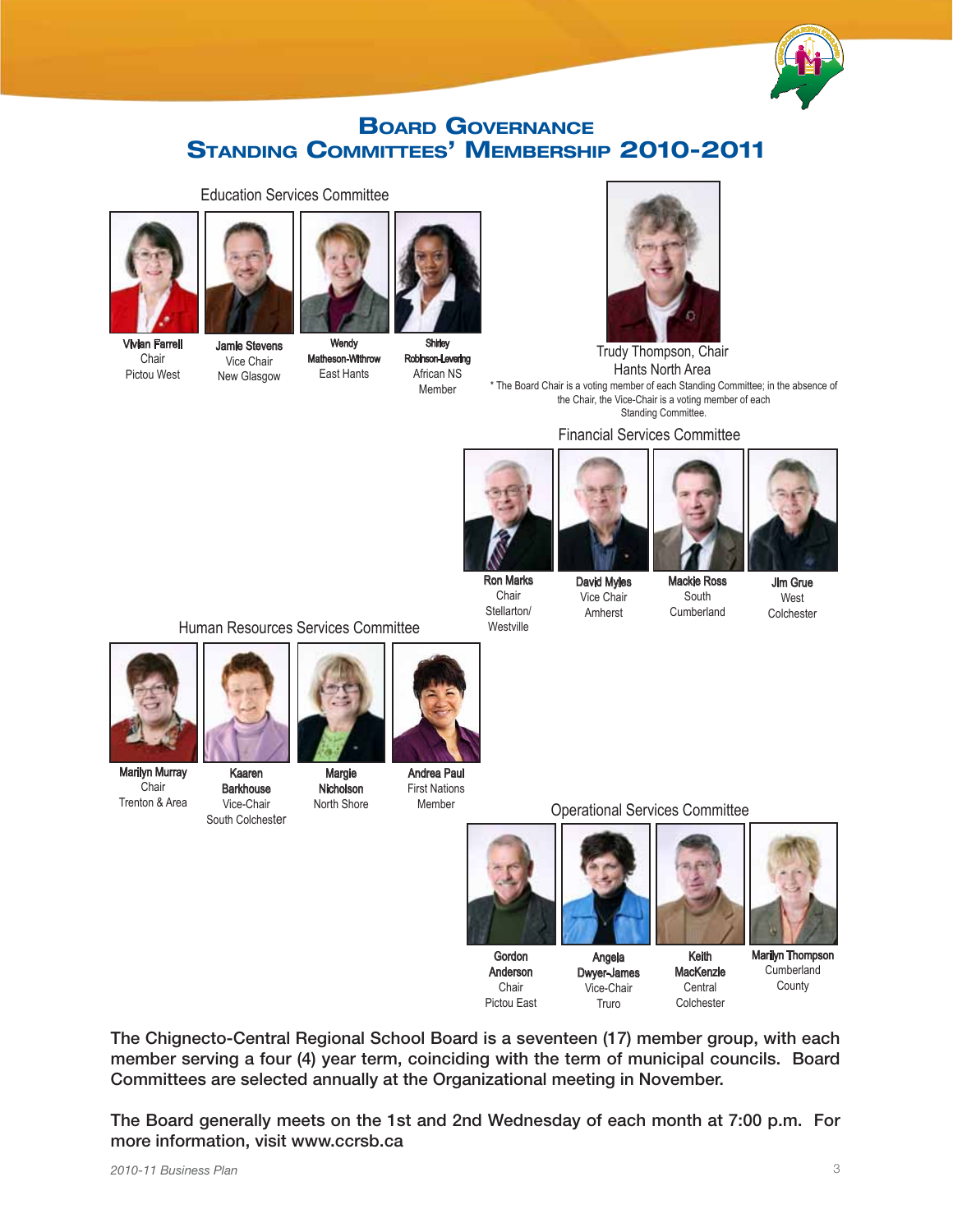# Board Governance Standing Committees' Membership 2010-2011

## Education Services Committee

**Vivian Farrell**
Chair
Pictou West

**Jamie Stevens**
Vice Chair
New Glasgow

**Wendy Matheson-Withrow**
East Hants

**Shirley Robinson-Levering**
African NS
Member

Trudy Thompson, Chair
Hants North Area

* The Board Chair is a voting member of each Standing Committee; in the absence of the Chair, the Vice-Chair is a voting member of each Standing Committee.

## Financial Services Committee

**Ron Marks**
Chair
Stellarton/
Westville

**David Myles**
Vice Chair
Amherst

**Mackie Ross**
South
Cumberland

**Jim Grue**
West
Colchester

## Human Resources Services Committee

**Marilyn Murray**
Chair
Trenton & Area

**Kaaren Barkhouse**
Vice-Chair
South Colchester

**Margie Nicholson**
North Shore

**Andrea Paul**
First Nations
Member

## Operational Services Committee

**Gordon Anderson**
Chair
Pictou East

**Angela Dwyer-James**
Vice-Chair
Truro

**Keith MacKenzie**
Central
Colchester

**Marilyn Thompson**
Cumberland
County

**The Chignecto-Central Regional School Board is a seventeen (17) member group, with each member serving a four (4) year term, coinciding with the term of municipal councils. Board Committees are selected annually at the Organizational meeting in November.**

**The Board generally meets on the 1st and 2nd Wednesday of each month at 7:00 p.m. For more information, visit www.ccrsb.ca**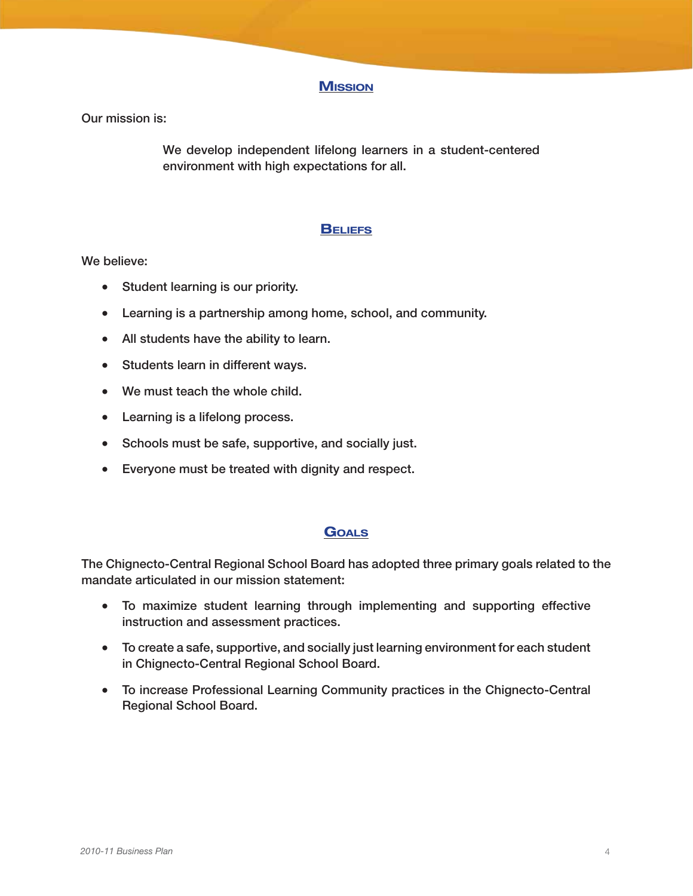## Mission

Our mission is:

> We develop independent lifelong learners in a student-centered environment with high expectations for all.

## Beliefs

We believe:

- Student learning is our priority.
- Learning is a partnership among home, school, and community.
- All students have the ability to learn.
- Students learn in different ways.
- We must teach the whole child.
- Learning is a lifelong process.
- Schools must be safe, supportive, and socially just.
- Everyone must be treated with dignity and respect.

## Goals

The Chignecto-Central Regional School Board has adopted three primary goals related to the mandate articulated in our mission statement:

- To maximize student learning through implementing and supporting effective instruction and assessment practices.
- To create a safe, supportive, and socially just learning environment for each student in Chignecto-Central Regional School Board.
- To increase Professional Learning Community practices in the Chignecto-Central Regional School Board.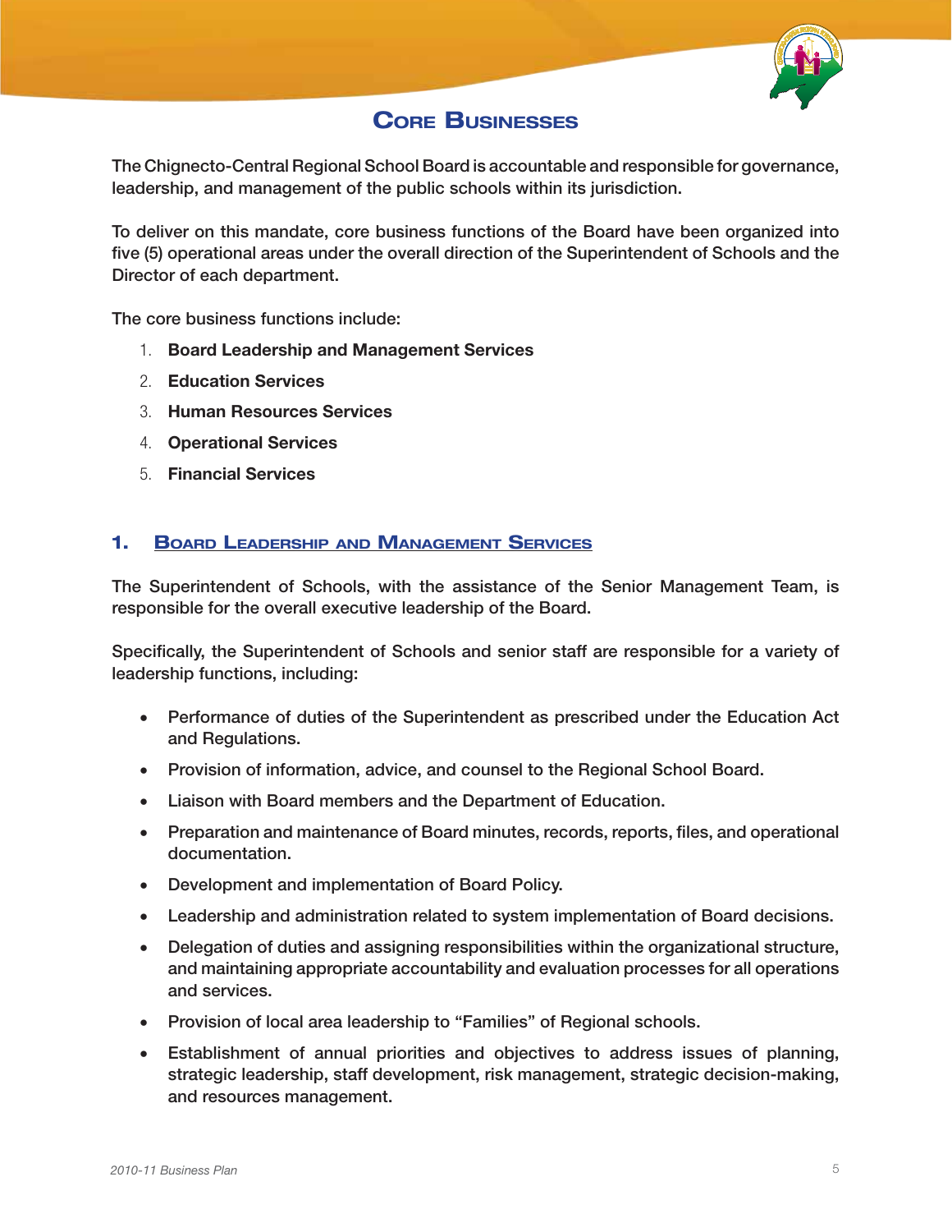# Core Businesses

The Chignecto-Central Regional School Board is accountable and responsible for governance, leadership, and management of the public schools within its jurisdiction.

To deliver on this mandate, core business functions of the Board have been organized into five (5) operational areas under the overall direction of the Superintendent of Schools and the Director of each department.

The core business functions include:

1. **Board Leadership and Management Services**
2. **Education Services**
3. **Human Resources Services**
4. **Operational Services**
5. **Financial Services**

## 1. Board Leadership and Management Services

The Superintendent of Schools, with the assistance of the Senior Management Team, is responsible for the overall executive leadership of the Board.

Specifically, the Superintendent of Schools and senior staff are responsible for a variety of leadership functions, including:

- Performance of duties of the Superintendent as prescribed under the Education Act and Regulations.
- Provision of information, advice, and counsel to the Regional School Board.
- Liaison with Board members and the Department of Education.
- Preparation and maintenance of Board minutes, records, reports, files, and operational documentation.
- Development and implementation of Board Policy.
- Leadership and administration related to system implementation of Board decisions.
- Delegation of duties and assigning responsibilities within the organizational structure, and maintaining appropriate accountability and evaluation processes for all operations and services.
- Provision of local area leadership to "Families" of Regional schools.
- Establishment of annual priorities and objectives to address issues of planning, strategic leadership, staff development, risk management, strategic decision-making, and resources management.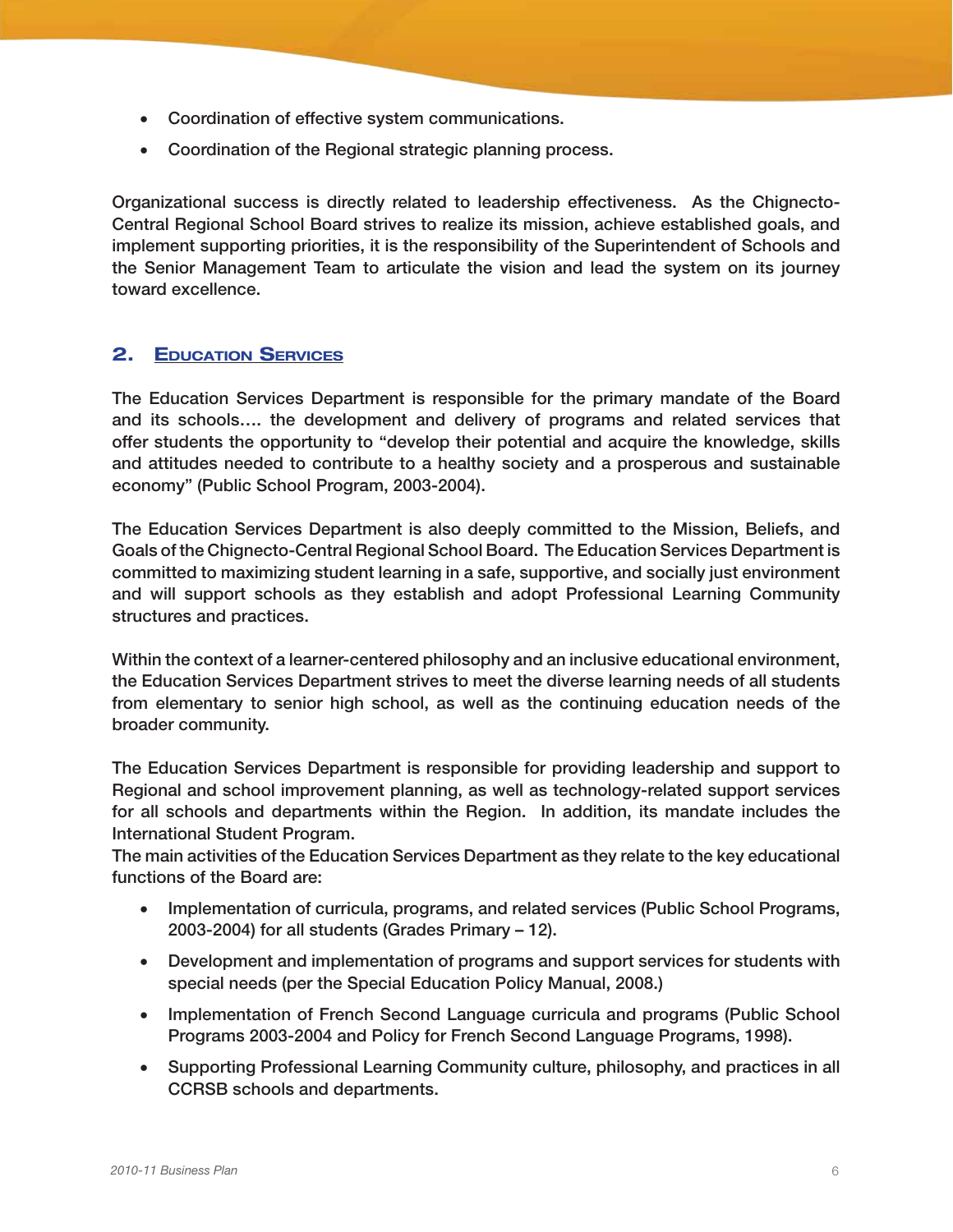- Coordination of effective system communications.
- Coordination of the Regional strategic planning process.

Organizational success is directly related to leadership effectiveness. As the Chignecto-Central Regional School Board strives to realize its mission, achieve established goals, and implement supporting priorities, it is the responsibility of the Superintendent of Schools and the Senior Management Team to articulate the vision and lead the system on its journey toward excellence.

## 2. Education Services

The Education Services Department is responsible for the primary mandate of the Board and its schools…. the development and delivery of programs and related services that offer students the opportunity to "develop their potential and acquire the knowledge, skills and attitudes needed to contribute to a healthy society and a prosperous and sustainable economy" (Public School Program, 2003-2004).

The Education Services Department is also deeply committed to the Mission, Beliefs, and Goals of the Chignecto-Central Regional School Board. The Education Services Department is committed to maximizing student learning in a safe, supportive, and socially just environment and will support schools as they establish and adopt Professional Learning Community structures and practices.

Within the context of a learner-centered philosophy and an inclusive educational environment, the Education Services Department strives to meet the diverse learning needs of all students from elementary to senior high school, as well as the continuing education needs of the broader community.

The Education Services Department is responsible for providing leadership and support to Regional and school improvement planning, as well as technology-related support services for all schools and departments within the Region. In addition, its mandate includes the International Student Program.

The main activities of the Education Services Department as they relate to the key educational functions of the Board are:

- Implementation of curricula, programs, and related services (Public School Programs, 2003-2004) for all students (Grades Primary – 12).
- Development and implementation of programs and support services for students with special needs (per the Special Education Policy Manual, 2008.)
- Implementation of French Second Language curricula and programs (Public School Programs 2003-2004 and Policy for French Second Language Programs, 1998).
- Supporting Professional Learning Community culture, philosophy, and practices in all CCRSB schools and departments.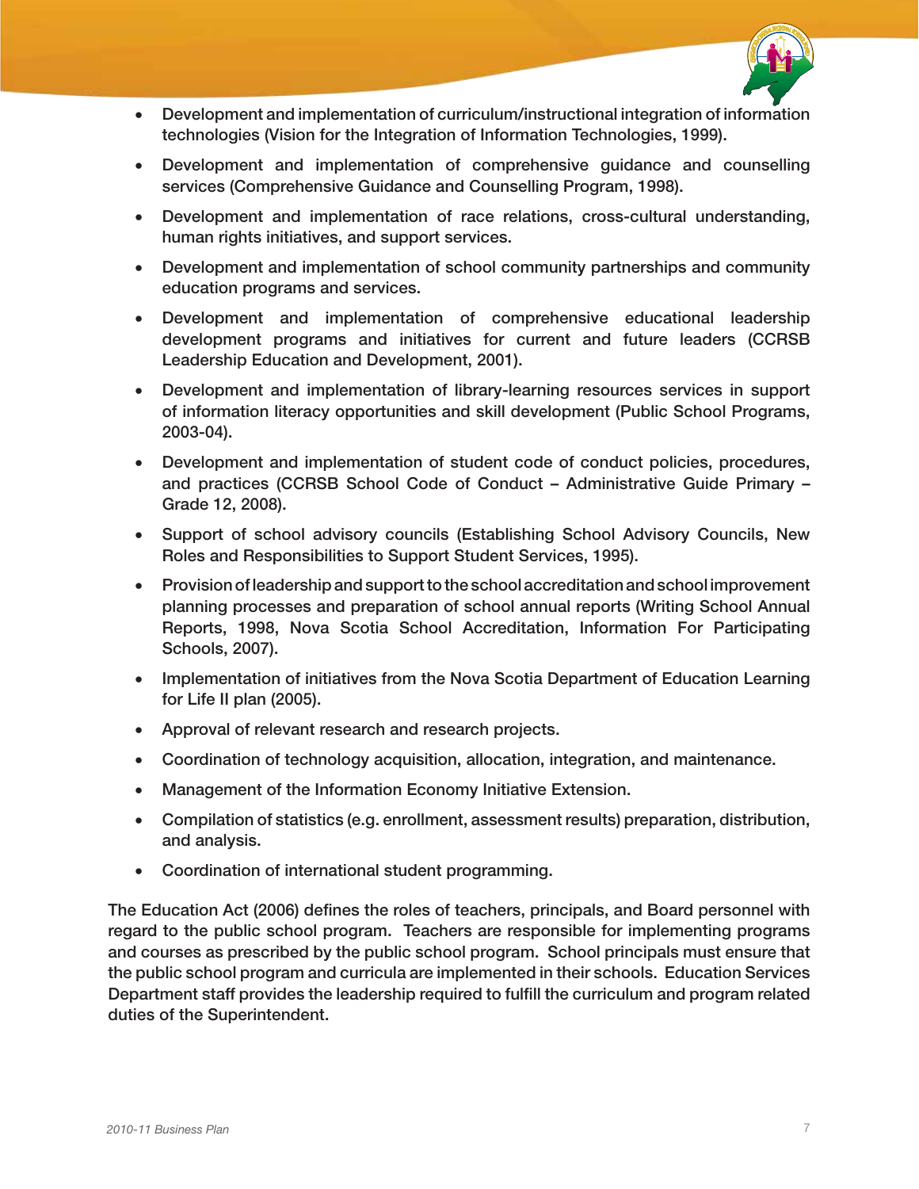- Development and implementation of curriculum/instructional integration of information technologies (Vision for the Integration of Information Technologies, 1999).
- Development and implementation of comprehensive guidance and counselling services (Comprehensive Guidance and Counselling Program, 1998).
- Development and implementation of race relations, cross-cultural understanding, human rights initiatives, and support services.
- Development and implementation of school community partnerships and community education programs and services.
- Development and implementation of comprehensive educational leadership development programs and initiatives for current and future leaders (CCRSB Leadership Education and Development, 2001).
- Development and implementation of library-learning resources services in support of information literacy opportunities and skill development (Public School Programs, 2003-04).
- Development and implementation of student code of conduct policies, procedures, and practices (CCRSB School Code of Conduct – Administrative Guide Primary – Grade 12, 2008).
- Support of school advisory councils (Establishing School Advisory Councils, New Roles and Responsibilities to Support Student Services, 1995).
- Provision of leadership and support to the school accreditation and school improvement planning processes and preparation of school annual reports (Writing School Annual Reports, 1998, Nova Scotia School Accreditation, Information For Participating Schools, 2007).
- Implementation of initiatives from the Nova Scotia Department of Education Learning for Life II plan (2005).
- Approval of relevant research and research projects.
- Coordination of technology acquisition, allocation, integration, and maintenance.
- Management of the Information Economy Initiative Extension.
- Compilation of statistics (e.g. enrollment, assessment results) preparation, distribution, and analysis.
- Coordination of international student programming.

The Education Act (2006) defines the roles of teachers, principals, and Board personnel with regard to the public school program. Teachers are responsible for implementing programs and courses as prescribed by the public school program. School principals must ensure that the public school program and curricula are implemented in their schools. Education Services Department staff provides the leadership required to fulfill the curriculum and program related duties of the Superintendent.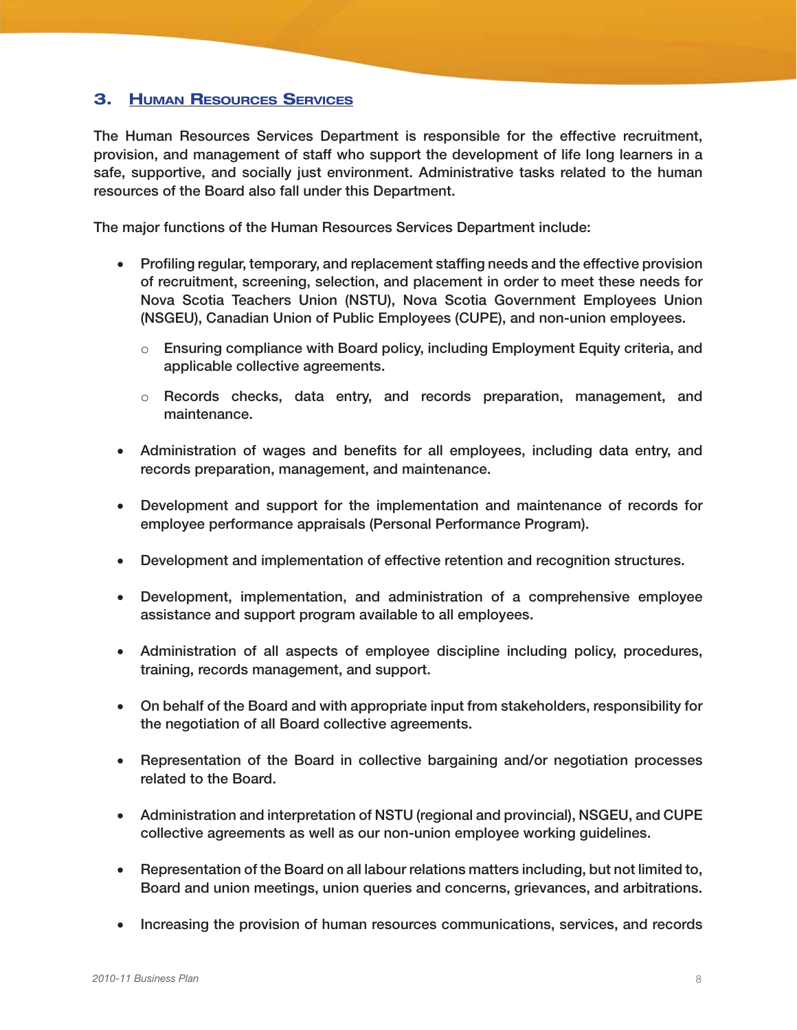## 3. Human Resources Services

The Human Resources Services Department is responsible for the effective recruitment, provision, and management of staff who support the development of life long learners in a safe, supportive, and socially just environment. Administrative tasks related to the human resources of the Board also fall under this Department.

The major functions of the Human Resources Services Department include:

- Profiling regular, temporary, and replacement staffing needs and the effective provision of recruitment, screening, selection, and placement in order to meet these needs for Nova Scotia Teachers Union (NSTU), Nova Scotia Government Employees Union (NSGEU), Canadian Union of Public Employees (CUPE), and non-union employees.
    - Ensuring compliance with Board policy, including Employment Equity criteria, and applicable collective agreements.
    - Records checks, data entry, and records preparation, management, and maintenance.
- Administration of wages and benefits for all employees, including data entry, and records preparation, management, and maintenance.
- Development and support for the implementation and maintenance of records for employee performance appraisals (Personal Performance Program).
- Development and implementation of effective retention and recognition structures.
- Development, implementation, and administration of a comprehensive employee assistance and support program available to all employees.
- Administration of all aspects of employee discipline including policy, procedures, training, records management, and support.
- On behalf of the Board and with appropriate input from stakeholders, responsibility for the negotiation of all Board collective agreements.
- Representation of the Board in collective bargaining and/or negotiation processes related to the Board.
- Administration and interpretation of NSTU (regional and provincial), NSGEU, and CUPE collective agreements as well as our non-union employee working guidelines.
- Representation of the Board on all labour relations matters including, but not limited to, Board and union meetings, union queries and concerns, grievances, and arbitrations.
- Increasing the provision of human resources communications, services, and records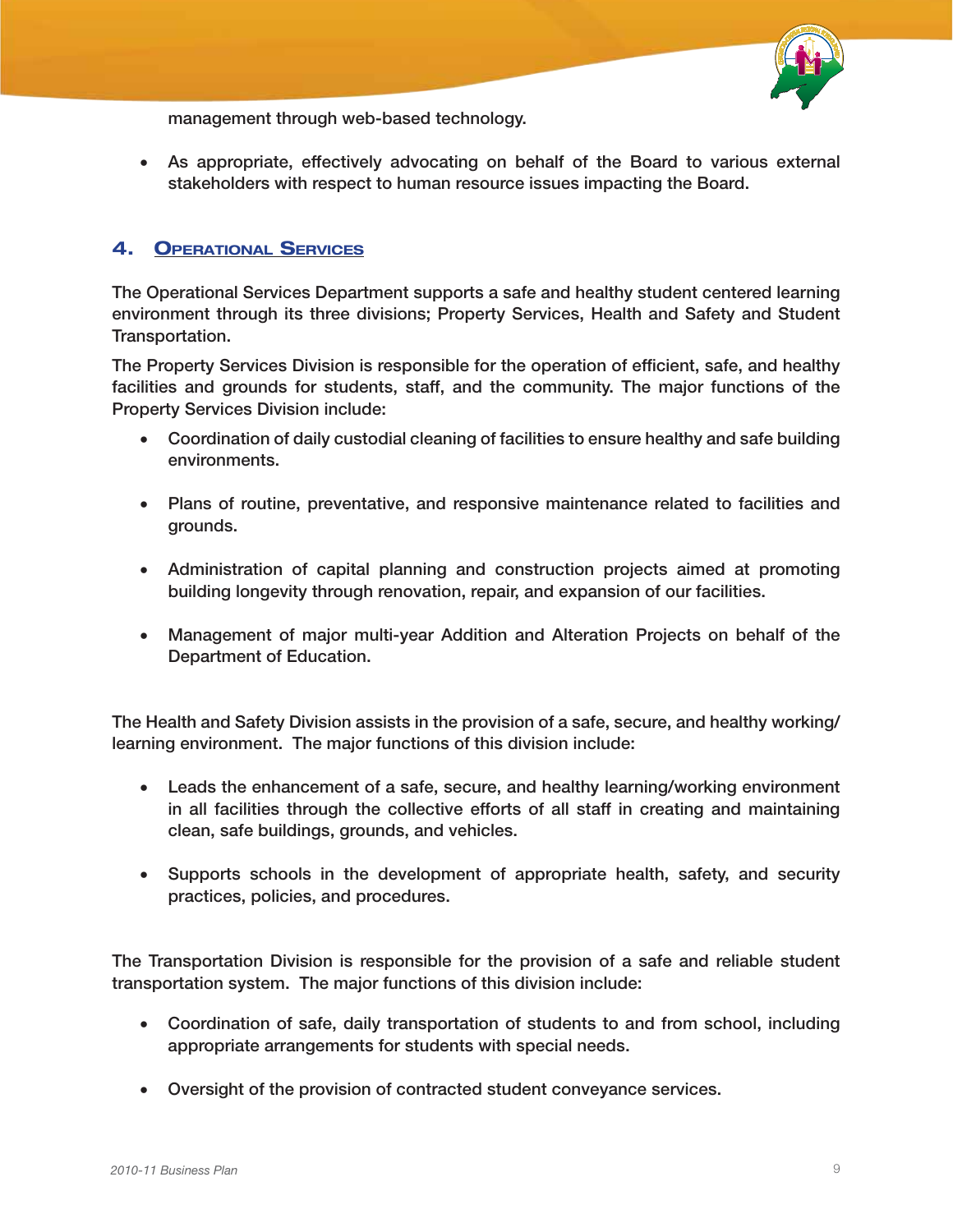management through web-based technology.

- As appropriate, effectively advocating on behalf of the Board to various external stakeholders with respect to human resource issues impacting the Board.

## 4. Operational Services

The Operational Services Department supports a safe and healthy student centered learning environment through its three divisions; Property Services, Health and Safety and Student Transportation.

The Property Services Division is responsible for the operation of efficient, safe, and healthy facilities and grounds for students, staff, and the community. The major functions of the Property Services Division include:

- Coordination of daily custodial cleaning of facilities to ensure healthy and safe building environments.

- Plans of routine, preventative, and responsive maintenance related to facilities and grounds.

- Administration of capital planning and construction projects aimed at promoting building longevity through renovation, repair, and expansion of our facilities.

- Management of major multi-year Addition and Alteration Projects on behalf of the Department of Education.

The Health and Safety Division assists in the provision of a safe, secure, and healthy working/learning environment. The major functions of this division include:

- Leads the enhancement of a safe, secure, and healthy learning/working environment in all facilities through the collective efforts of all staff in creating and maintaining clean, safe buildings, grounds, and vehicles.

- Supports schools in the development of appropriate health, safety, and security practices, policies, and procedures.

The Transportation Division is responsible for the provision of a safe and reliable student transportation system. The major functions of this division include:

- Coordination of safe, daily transportation of students to and from school, including appropriate arrangements for students with special needs.

- Oversight of the provision of contracted student conveyance services.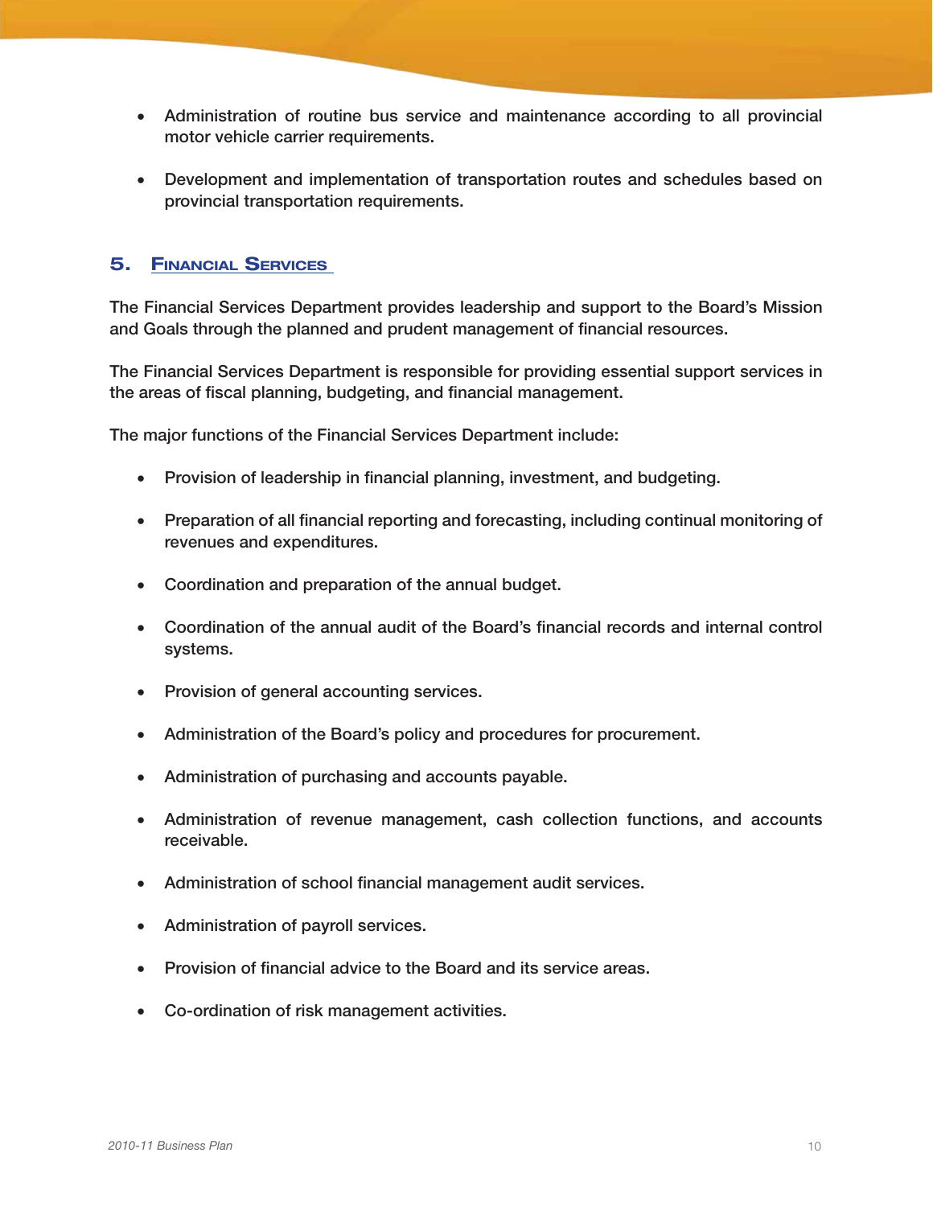- Administration of routine bus service and maintenance according to all provincial motor vehicle carrier requirements.

- Development and implementation of transportation routes and schedules based on provincial transportation requirements.

## 5. Financial Services

The Financial Services Department provides leadership and support to the Board's Mission and Goals through the planned and prudent management of financial resources.

The Financial Services Department is responsible for providing essential support services in the areas of fiscal planning, budgeting, and financial management.

The major functions of the Financial Services Department include:

- Provision of leadership in financial planning, investment, and budgeting.

- Preparation of all financial reporting and forecasting, including continual monitoring of revenues and expenditures.

- Coordination and preparation of the annual budget.

- Coordination of the annual audit of the Board's financial records and internal control systems.

- Provision of general accounting services.

- Administration of the Board's policy and procedures for procurement.

- Administration of purchasing and accounts payable.

- Administration of revenue management, cash collection functions, and accounts receivable.

- Administration of school financial management audit services.

- Administration of payroll services.

- Provision of financial advice to the Board and its service areas.

- Co-ordination of risk management activities.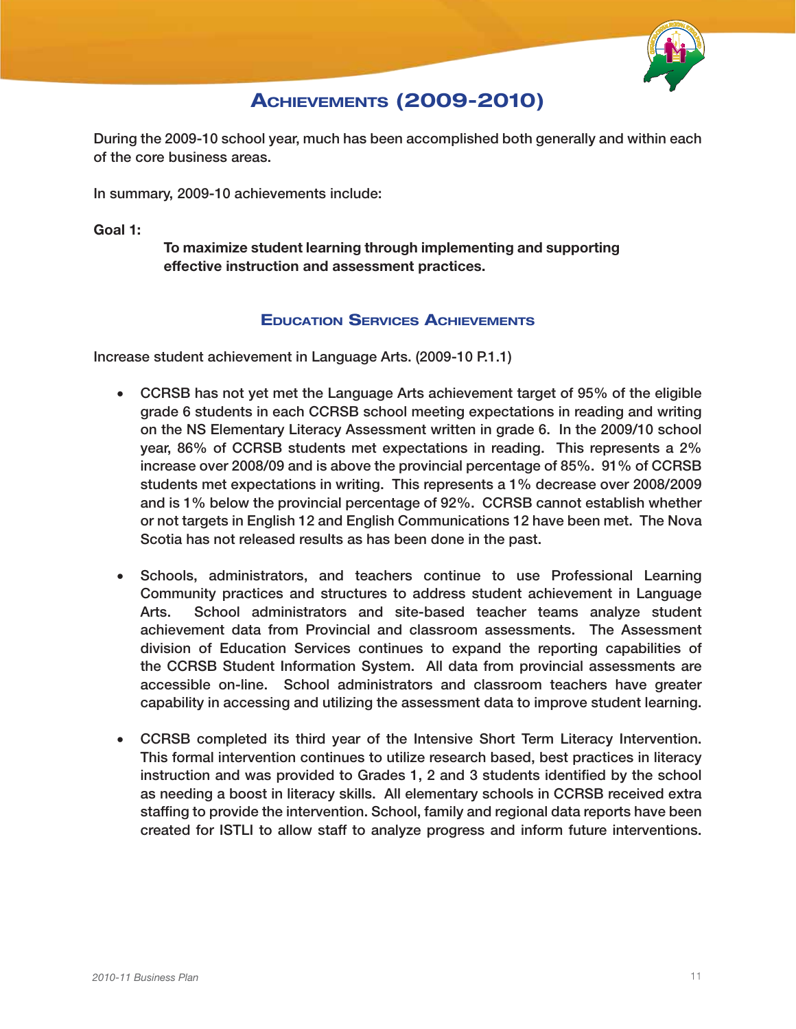# Achievements (2009-2010)

During the 2009-10 school year, much has been accomplished both generally and within each of the core business areas.

In summary, 2009-10 achievements include:

**Goal 1:**

> **To maximize student learning through implementing and supporting effective instruction and assessment practices.**

## Education Services Achievements

Increase student achievement in Language Arts. (2009-10 P.1.1)

- CCRSB has not yet met the Language Arts achievement target of 95% of the eligible grade 6 students in each CCRSB school meeting expectations in reading and writing on the NS Elementary Literacy Assessment written in grade 6. In the 2009/10 school year, 86% of CCRSB students met expectations in reading. This represents a 2% increase over 2008/09 and is above the provincial percentage of 85%. 91% of CCRSB students met expectations in writing. This represents a 1% decrease over 2008/2009 and is 1% below the provincial percentage of 92%. CCRSB cannot establish whether or not targets in English 12 and English Communications 12 have been met. The Nova Scotia has not released results as has been done in the past.

- Schools, administrators, and teachers continue to use Professional Learning Community practices and structures to address student achievement in Language Arts. School administrators and site-based teacher teams analyze student achievement data from Provincial and classroom assessments. The Assessment division of Education Services continues to expand the reporting capabilities of the CCRSB Student Information System. All data from provincial assessments are accessible on-line. School administrators and classroom teachers have greater capability in accessing and utilizing the assessment data to improve student learning.

- CCRSB completed its third year of the Intensive Short Term Literacy Intervention. This formal intervention continues to utilize research based, best practices in literacy instruction and was provided to Grades 1, 2 and 3 students identified by the school as needing a boost in literacy skills. All elementary schools in CCRSB received extra staffing to provide the intervention. School, family and regional data reports have been created for ISTLI to allow staff to analyze progress and inform future interventions.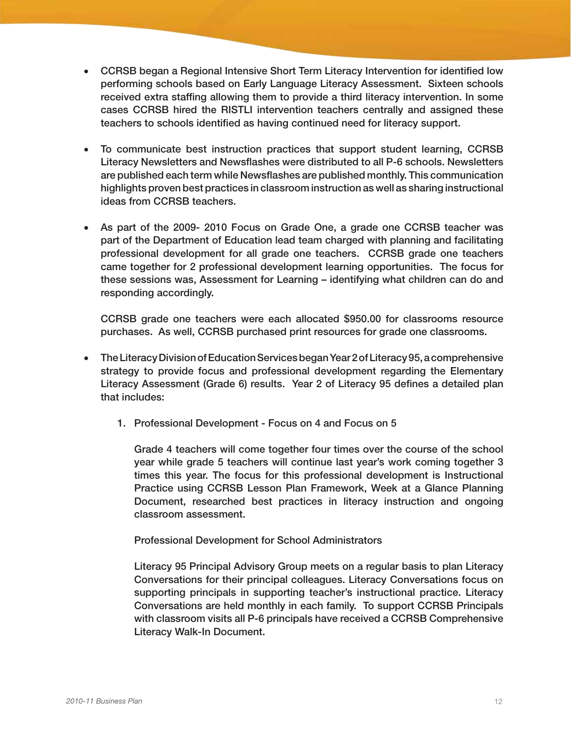- CCRSB began a Regional Intensive Short Term Literacy Intervention for identified low performing schools based on Early Language Literacy Assessment. Sixteen schools received extra staffing allowing them to provide a third literacy intervention. In some cases CCRSB hired the RISTLI intervention teachers centrally and assigned these teachers to schools identified as having continued need for literacy support.

- To communicate best instruction practices that support student learning, CCRSB Literacy Newsletters and Newsflashes were distributed to all P-6 schools. Newsletters are published each term while Newsflashes are published monthly. This communication highlights proven best practices in classroom instruction as well as sharing instructional ideas from CCRSB teachers.

- As part of the 2009- 2010 Focus on Grade One, a grade one CCRSB teacher was part of the Department of Education lead team charged with planning and facilitating professional development for all grade one teachers. CCRSB grade one teachers came together for 2 professional development learning opportunities. The focus for these sessions was, Assessment for Learning – identifying what children can do and responding accordingly.

  CCRSB grade one teachers were each allocated $950.00 for classrooms resource purchases. As well, CCRSB purchased print resources for grade one classrooms.

- The Literacy Division of Education Services began Year 2 of Literacy 95, a comprehensive strategy to provide focus and professional development regarding the Elementary Literacy Assessment (Grade 6) results. Year 2 of Literacy 95 defines a detailed plan that includes:

  1. Professional Development - Focus on 4 and Focus on 5

     Grade 4 teachers will come together four times over the course of the school year while grade 5 teachers will continue last year's work coming together 3 times this year. The focus for this professional development is Instructional Practice using CCRSB Lesson Plan Framework, Week at a Glance Planning Document, researched best practices in literacy instruction and ongoing classroom assessment.

     Professional Development for School Administrators

     Literacy 95 Principal Advisory Group meets on a regular basis to plan Literacy Conversations for their principal colleagues. Literacy Conversations focus on supporting principals in supporting teacher's instructional practice. Literacy Conversations are held monthly in each family. To support CCRSB Principals with classroom visits all P-6 principals have received a CCRSB Comprehensive Literacy Walk-In Document.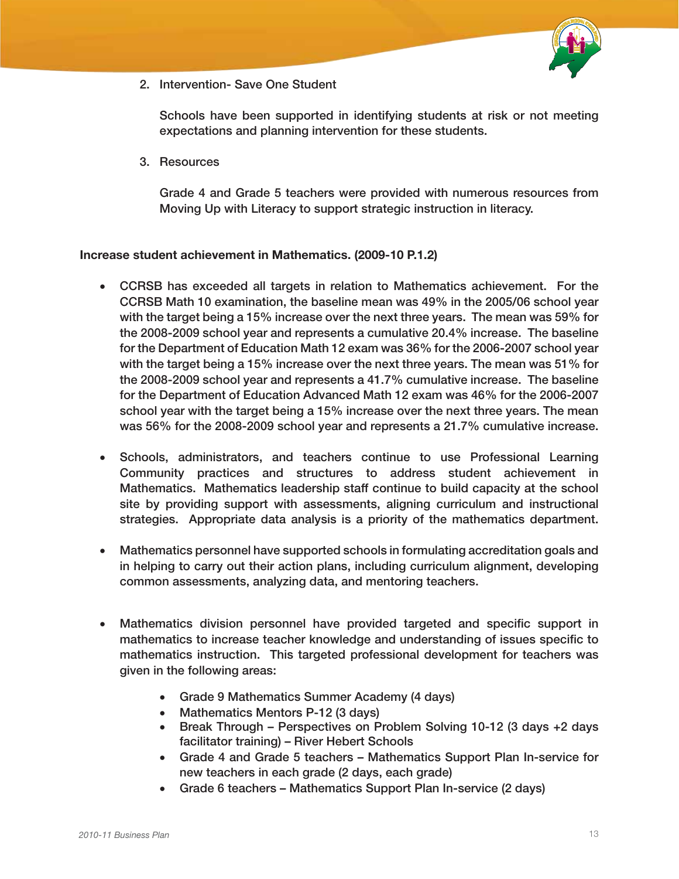2. Intervention- Save One Student

   Schools have been supported in identifying students at risk or not meeting expectations and planning intervention for these students.

3. Resources

   Grade 4 and Grade 5 teachers were provided with numerous resources from Moving Up with Literacy to support strategic instruction in literacy.

**Increase student achievement in Mathematics. (2009-10 P.1.2)**

- CCRSB has exceeded all targets in relation to Mathematics achievement. For the CCRSB Math 10 examination, the baseline mean was 49% in the 2005/06 school year with the target being a 15% increase over the next three years. The mean was 59% for the 2008-2009 school year and represents a cumulative 20.4% increase. The baseline for the Department of Education Math 12 exam was 36% for the 2006-2007 school year with the target being a 15% increase over the next three years. The mean was 51% for the 2008-2009 school year and represents a 41.7% cumulative increase. The baseline for the Department of Education Advanced Math 12 exam was 46% for the 2006-2007 school year with the target being a 15% increase over the next three years. The mean was 56% for the 2008-2009 school year and represents a 21.7% cumulative increase.

- Schools, administrators, and teachers continue to use Professional Learning Community practices and structures to address student achievement in Mathematics. Mathematics leadership staff continue to build capacity at the school site by providing support with assessments, aligning curriculum and instructional strategies. Appropriate data analysis is a priority of the mathematics department.

- Mathematics personnel have supported schools in formulating accreditation goals and in helping to carry out their action plans, including curriculum alignment, developing common assessments, analyzing data, and mentoring teachers.

- Mathematics division personnel have provided targeted and specific support in mathematics to increase teacher knowledge and understanding of issues specific to mathematics instruction. This targeted professional development for teachers was given in the following areas:

  - Grade 9 Mathematics Summer Academy (4 days)
  - Mathematics Mentors P-12 (3 days)
  - Break Through – Perspectives on Problem Solving 10-12 (3 days +2 days facilitator training) – River Hebert Schools
  - Grade 4 and Grade 5 teachers – Mathematics Support Plan In-service for new teachers in each grade (2 days, each grade)
  - Grade 6 teachers – Mathematics Support Plan In-service (2 days)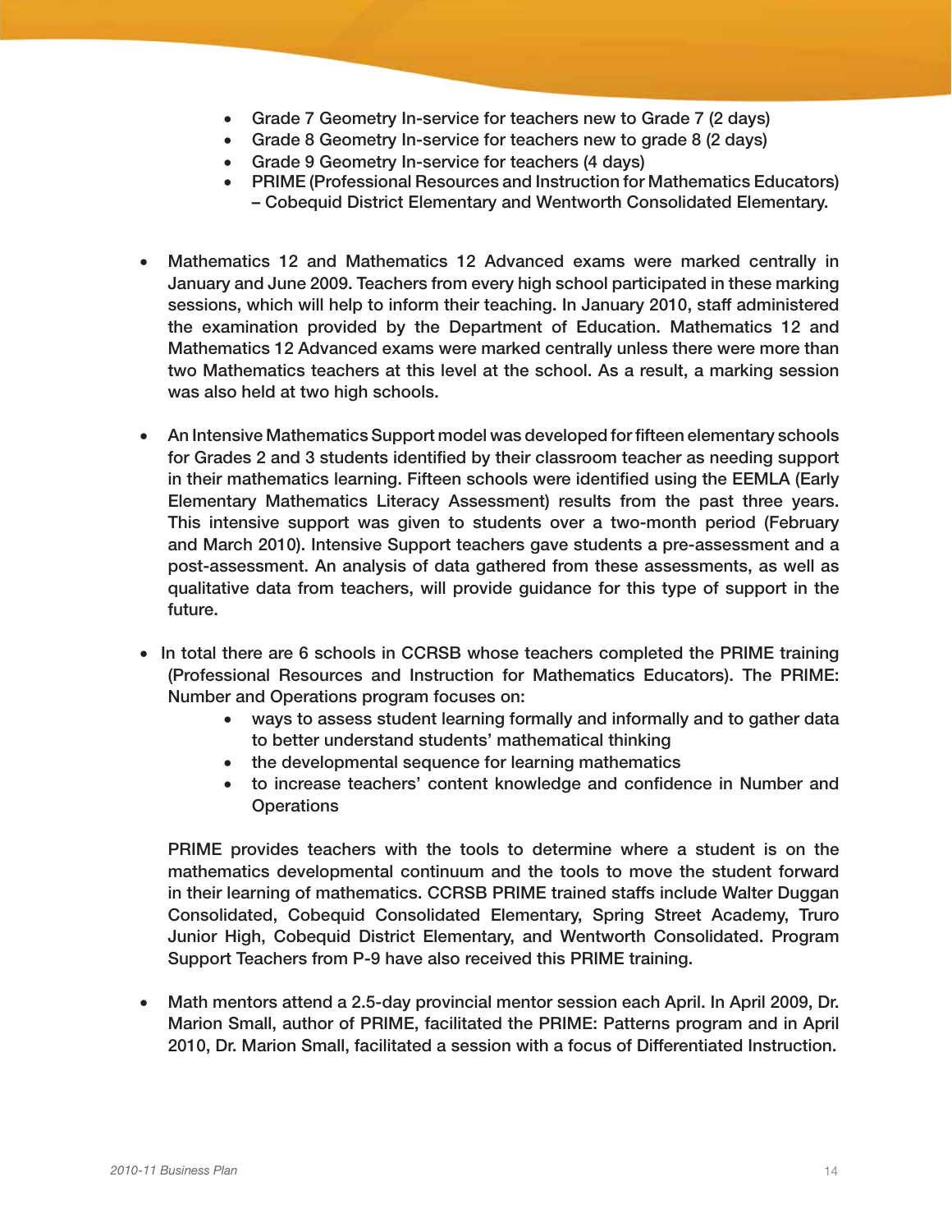- Grade 7 Geometry In-service for teachers new to Grade 7 (2 days)
- Grade 8 Geometry In-service for teachers new to grade 8 (2 days)
- Grade 9 Geometry In-service for teachers (4 days)
- PRIME (Professional Resources and Instruction for Mathematics Educators) – Cobequid District Elementary and Wentworth Consolidated Elementary.

- Mathematics 12 and Mathematics 12 Advanced exams were marked centrally in January and June 2009. Teachers from every high school participated in these marking sessions, which will help to inform their teaching. In January 2010, staff administered the examination provided by the Department of Education. Mathematics 12 and Mathematics 12 Advanced exams were marked centrally unless there were more than two Mathematics teachers at this level at the school. As a result, a marking session was also held at two high schools.

- An Intensive Mathematics Support model was developed for fifteen elementary schools for Grades 2 and 3 students identified by their classroom teacher as needing support in their mathematics learning. Fifteen schools were identified using the EEMLA (Early Elementary Mathematics Literacy Assessment) results from the past three years. This intensive support was given to students over a two-month period (February and March 2010). Intensive Support teachers gave students a pre-assessment and a post-assessment. An analysis of data gathered from these assessments, as well as qualitative data from teachers, will provide guidance for this type of support in the future.

- In total there are 6 schools in CCRSB whose teachers completed the PRIME training (Professional Resources and Instruction for Mathematics Educators). The PRIME: Number and Operations program focuses on:
  - ways to assess student learning formally and informally and to gather data to better understand students' mathematical thinking
  - the developmental sequence for learning mathematics
  - to increase teachers' content knowledge and confidence in Number and Operations

  PRIME provides teachers with the tools to determine where a student is on the mathematics developmental continuum and the tools to move the student forward in their learning of mathematics. CCRSB PRIME trained staffs include Walter Duggan Consolidated, Cobequid Consolidated Elementary, Spring Street Academy, Truro Junior High, Cobequid District Elementary, and Wentworth Consolidated. Program Support Teachers from P-9 have also received this PRIME training.

- Math mentors attend a 2.5-day provincial mentor session each April. In April 2009, Dr. Marion Small, author of PRIME, facilitated the PRIME: Patterns program and in April 2010, Dr. Marion Small, facilitated a session with a focus of Differentiated Instruction.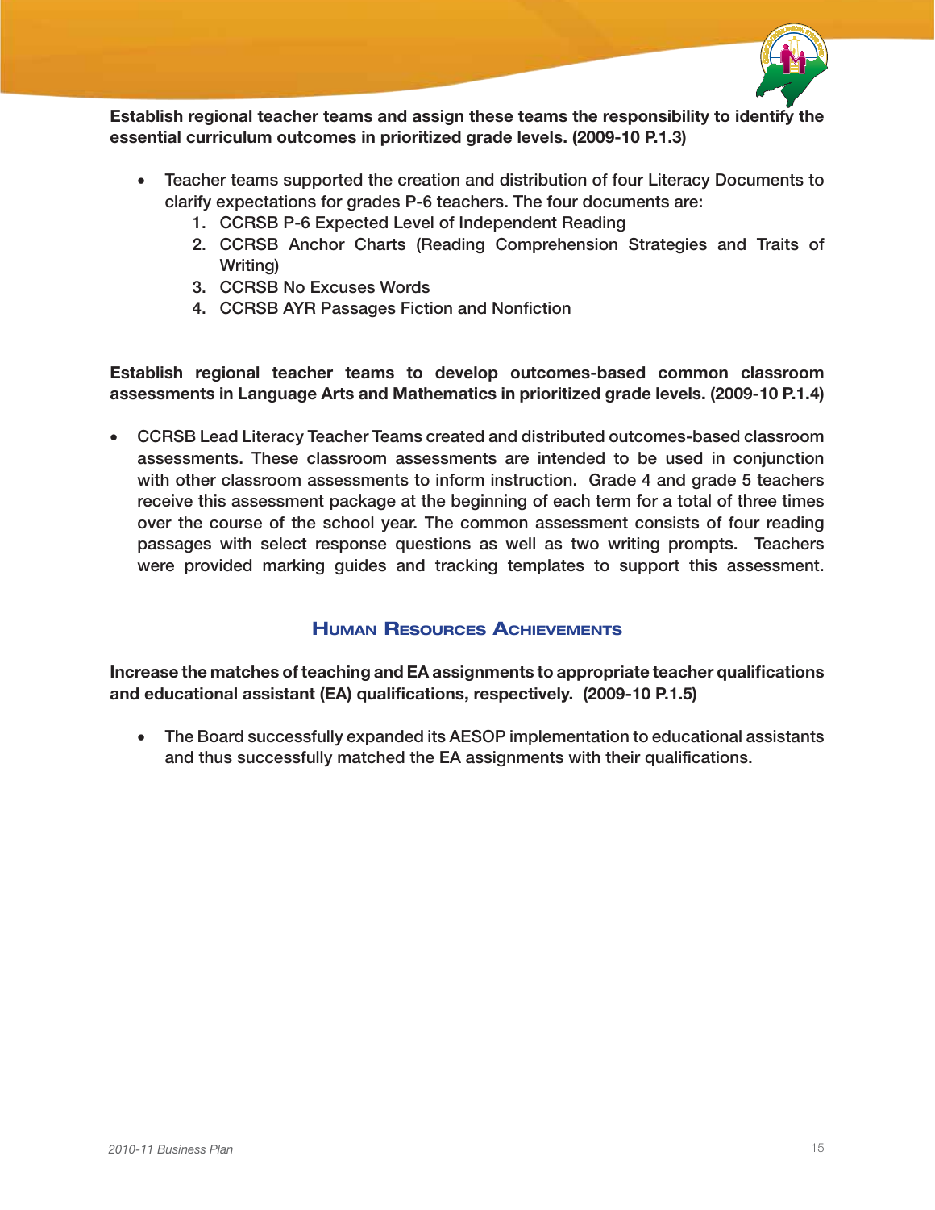**Establish regional teacher teams and assign these teams the responsibility to identify the essential curriculum outcomes in prioritized grade levels. (2009-10 P.1.3)**

- Teacher teams supported the creation and distribution of four Literacy Documents to clarify expectations for grades P-6 teachers. The four documents are:
  1. CCRSB P-6 Expected Level of Independent Reading
  2. CCRSB Anchor Charts (Reading Comprehension Strategies and Traits of Writing)
  3. CCRSB No Excuses Words
  4. CCRSB AYR Passages Fiction and Nonfiction

**Establish regional teacher teams to develop outcomes-based common classroom assessments in Language Arts and Mathematics in prioritized grade levels. (2009-10 P.1.4)**

- CCRSB Lead Literacy Teacher Teams created and distributed outcomes-based classroom assessments. These classroom assessments are intended to be used in conjunction with other classroom assessments to inform instruction. Grade 4 and grade 5 teachers receive this assessment package at the beginning of each term for a total of three times over the course of the school year. The common assessment consists of four reading passages with select response questions as well as two writing prompts. Teachers were provided marking guides and tracking templates to support this assessment.

## Human Resources Achievements

**Increase the matches of teaching and EA assignments to appropriate teacher qualifications and educational assistant (EA) qualifications, respectively. (2009-10 P.1.5)**

- The Board successfully expanded its AESOP implementation to educational assistants and thus successfully matched the EA assignments with their qualifications.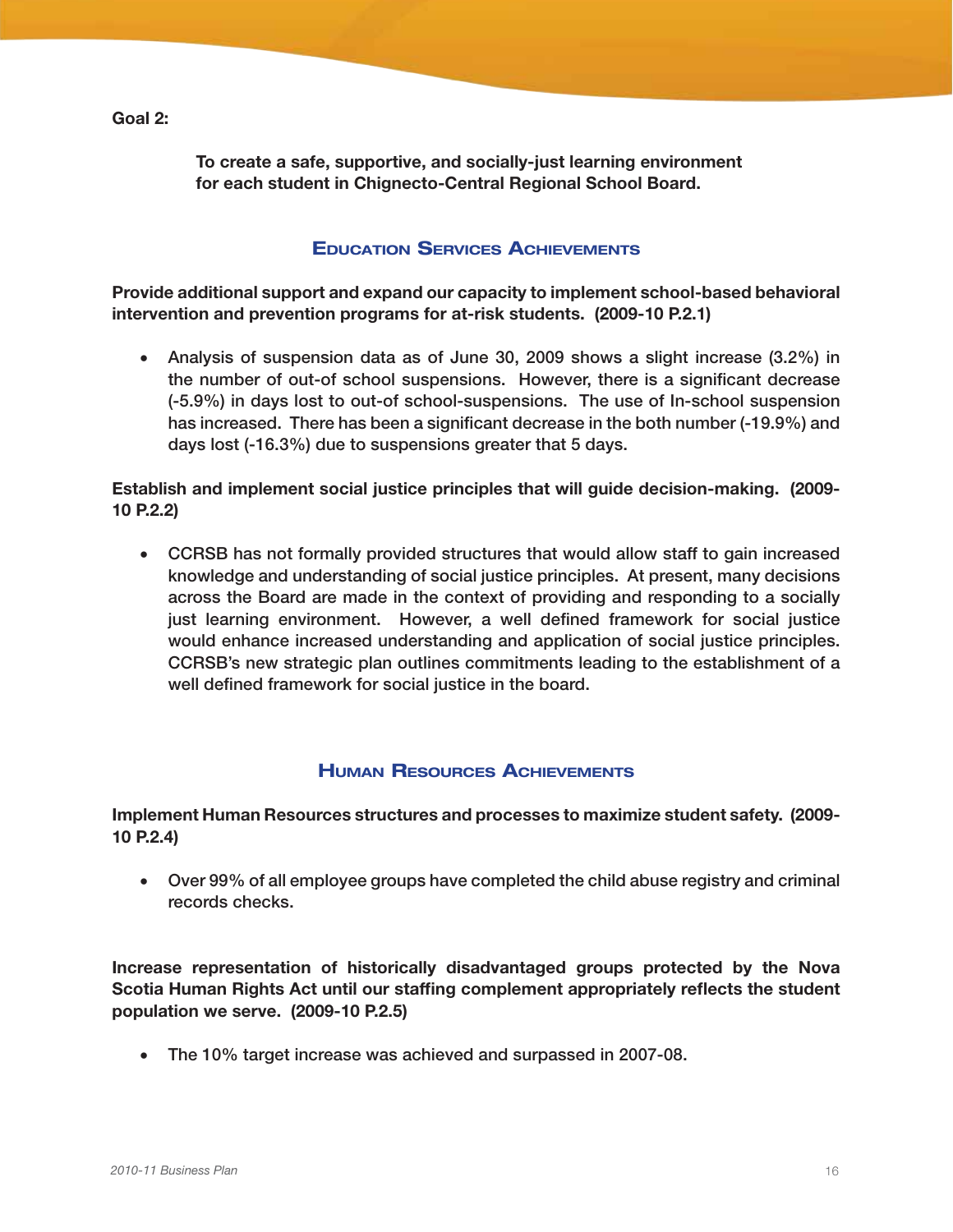## Goal 2:

**To create a safe, supportive, and socially-just learning environment for each student in Chignecto-Central Regional School Board.**

### Education Services Achievements

**Provide additional support and expand our capacity to implement school-based behavioral intervention and prevention programs for at-risk students. (2009-10 P.2.1)**

- Analysis of suspension data as of June 30, 2009 shows a slight increase (3.2%) in the number of out-of school suspensions. However, there is a significant decrease (-5.9%) in days lost to out-of school-suspensions. The use of In-school suspension has increased. There has been a significant decrease in the both number (-19.9%) and days lost (-16.3%) due to suspensions greater that 5 days.

**Establish and implement social justice principles that will guide decision-making. (2009-10 P.2.2)**

- CCRSB has not formally provided structures that would allow staff to gain increased knowledge and understanding of social justice principles. At present, many decisions across the Board are made in the context of providing and responding to a socially just learning environment. However, a well defined framework for social justice would enhance increased understanding and application of social justice principles. CCRSB's new strategic plan outlines commitments leading to the establishment of a well defined framework for social justice in the board.

### Human Resources Achievements

**Implement Human Resources structures and processes to maximize student safety. (2009-10 P.2.4)**

- Over 99% of all employee groups have completed the child abuse registry and criminal records checks.

**Increase representation of historically disadvantaged groups protected by the Nova Scotia Human Rights Act until our staffing complement appropriately reflects the student population we serve. (2009-10 P.2.5)**

- The 10% target increase was achieved and surpassed in 2007-08.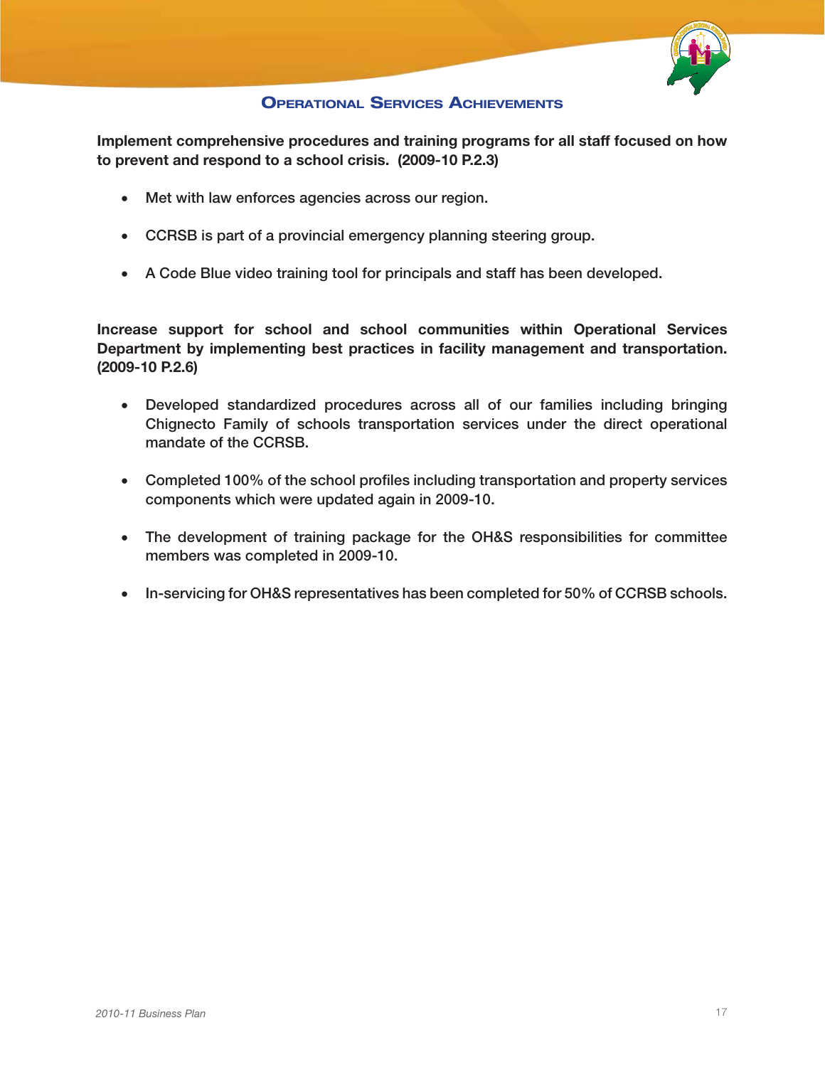## Operational Services Achievements

**Implement comprehensive procedures and training programs for all staff focused on how to prevent and respond to a school crisis. (2009-10 P.2.3)**

- Met with law enforces agencies across our region.
- CCRSB is part of a provincial emergency planning steering group.
- A Code Blue video training tool for principals and staff has been developed.

**Increase support for school and school communities within Operational Services Department by implementing best practices in facility management and transportation. (2009-10 P.2.6)**

- Developed standardized procedures across all of our families including bringing Chignecto Family of schools transportation services under the direct operational mandate of the CCRSB.
- Completed 100% of the school profiles including transportation and property services components which were updated again in 2009-10.
- The development of training package for the OH&S responsibilities for committee members was completed in 2009-10.
- In-servicing for OH&S representatives has been completed for 50% of CCRSB schools.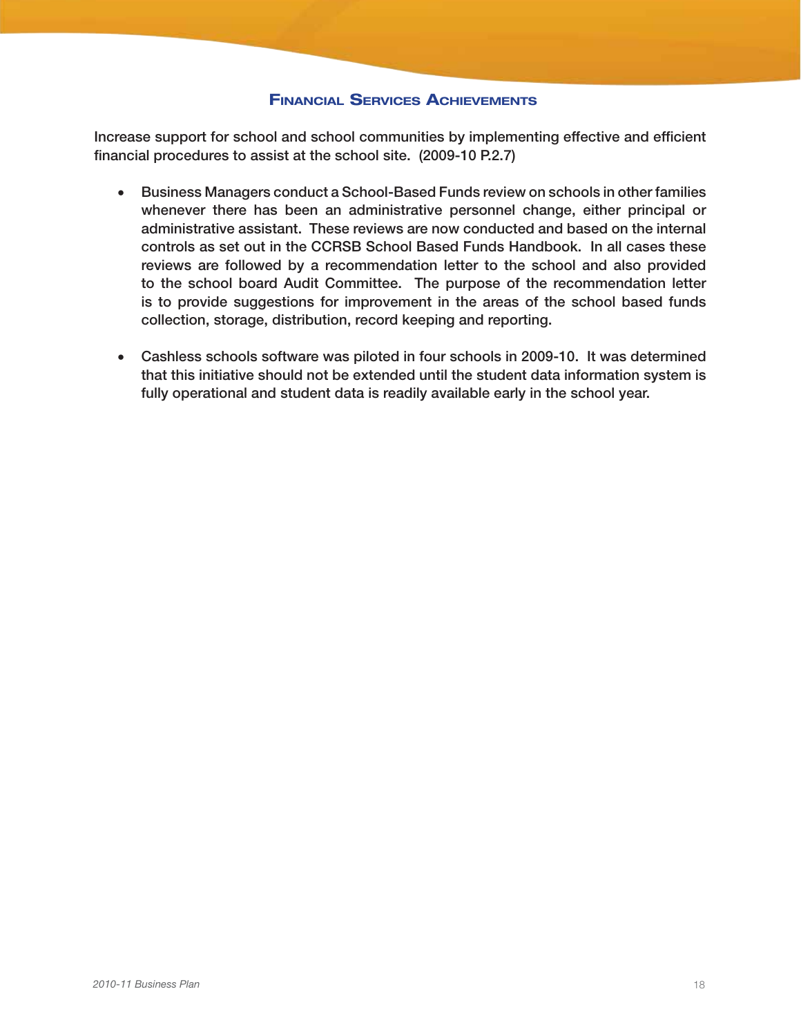## Financial Services Achievements

Increase support for school and school communities by implementing effective and efficient financial procedures to assist at the school site. (2009-10 P.2.7)

- Business Managers conduct a School-Based Funds review on schools in other families whenever there has been an administrative personnel change, either principal or administrative assistant. These reviews are now conducted and based on the internal controls as set out in the CCRSB School Based Funds Handbook. In all cases these reviews are followed by a recommendation letter to the school and also provided to the school board Audit Committee. The purpose of the recommendation letter is to provide suggestions for improvement in the areas of the school based funds collection, storage, distribution, record keeping and reporting.

- Cashless schools software was piloted in four schools in 2009-10. It was determined that this initiative should not be extended until the student data information system is fully operational and student data is readily available early in the school year.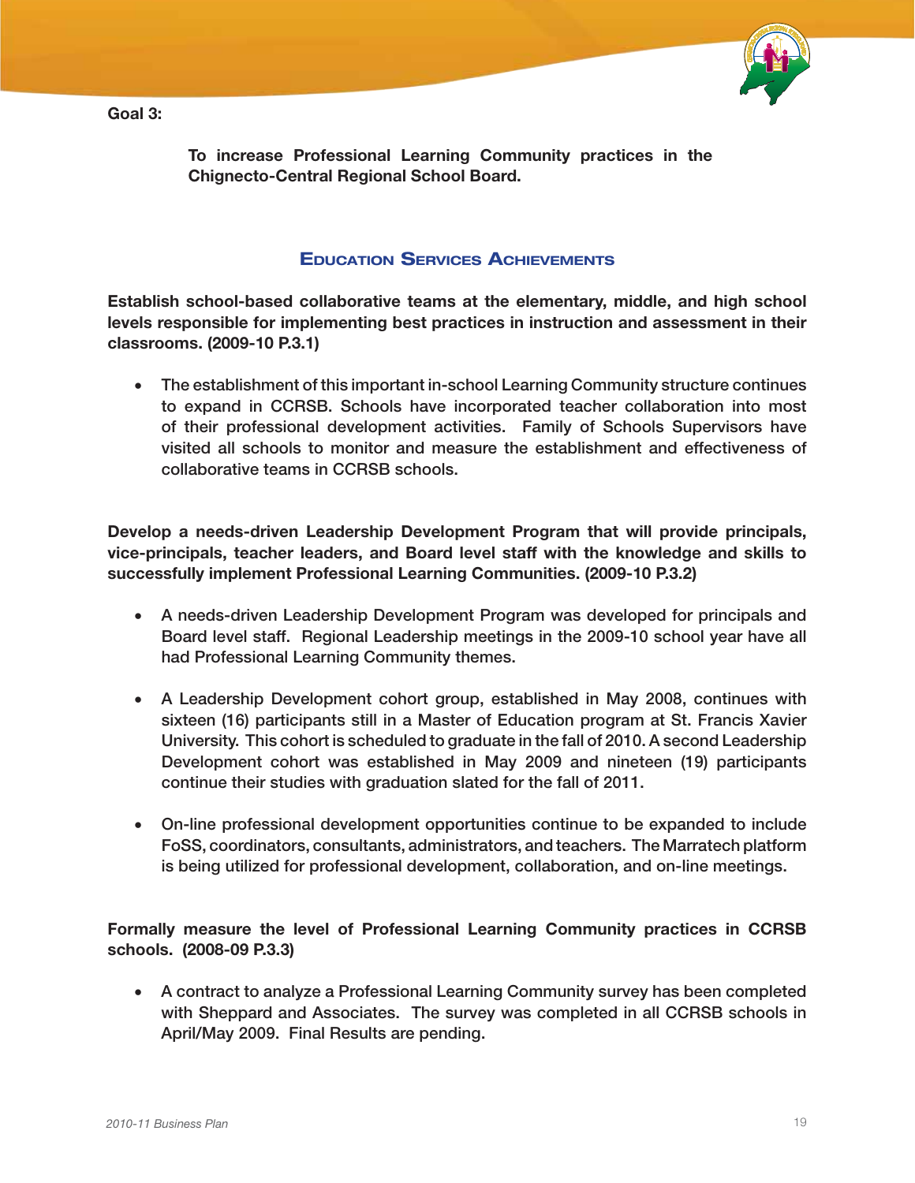**Goal 3:**

**To increase Professional Learning Community practices in the Chignecto-Central Regional School Board.**

## Education Services Achievements

**Establish school-based collaborative teams at the elementary, middle, and high school levels responsible for implementing best practices in instruction and assessment in their classrooms. (2009-10 P.3.1)**

- The establishment of this important in-school Learning Community structure continues to expand in CCRSB. Schools have incorporated teacher collaboration into most of their professional development activities. Family of Schools Supervisors have visited all schools to monitor and measure the establishment and effectiveness of collaborative teams in CCRSB schools.

**Develop a needs-driven Leadership Development Program that will provide principals, vice-principals, teacher leaders, and Board level staff with the knowledge and skills to successfully implement Professional Learning Communities. (2009-10 P.3.2)**

- A needs-driven Leadership Development Program was developed for principals and Board level staff. Regional Leadership meetings in the 2009-10 school year have all had Professional Learning Community themes.

- A Leadership Development cohort group, established in May 2008, continues with sixteen (16) participants still in a Master of Education program at St. Francis Xavier University. This cohort is scheduled to graduate in the fall of 2010. A second Leadership Development cohort was established in May 2009 and nineteen (19) participants continue their studies with graduation slated for the fall of 2011.

- On-line professional development opportunities continue to be expanded to include FoSS, coordinators, consultants, administrators, and teachers. The Marratech platform is being utilized for professional development, collaboration, and on-line meetings.

**Formally measure the level of Professional Learning Community practices in CCRSB schools. (2008-09 P.3.3)**

- A contract to analyze a Professional Learning Community survey has been completed with Sheppard and Associates. The survey was completed in all CCRSB schools in April/May 2009. Final Results are pending.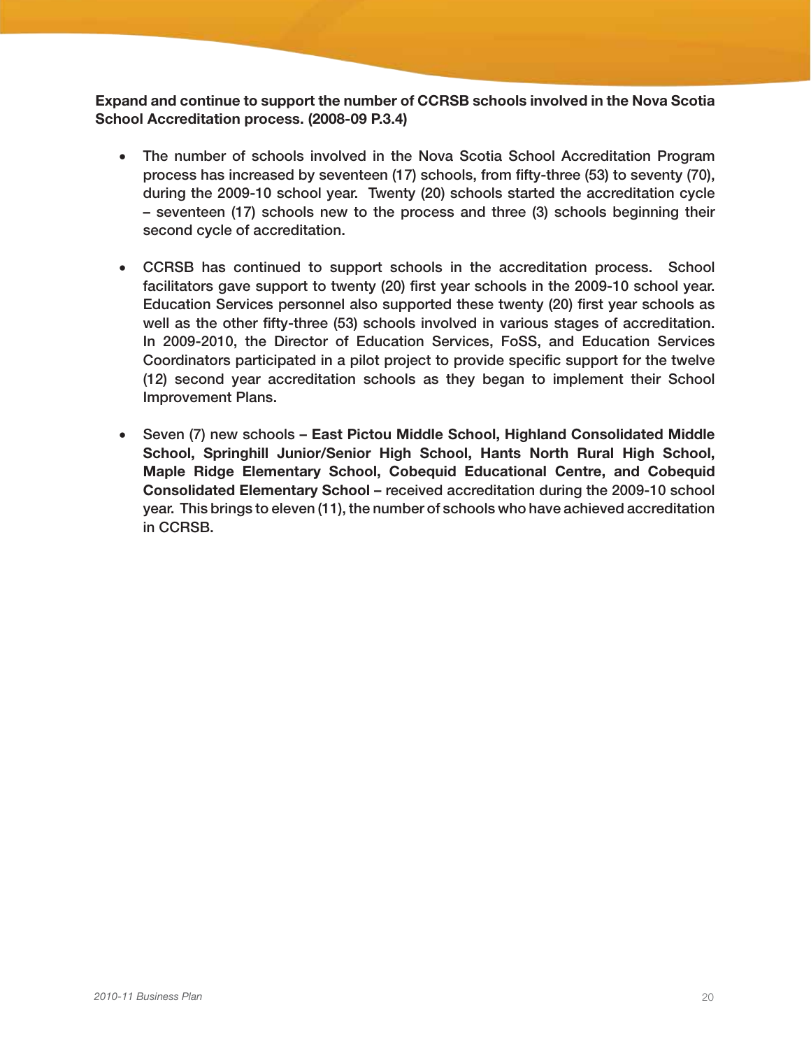**Expand and continue to support the number of CCRSB schools involved in the Nova Scotia School Accreditation process. (2008-09 P.3.4)**

- **The number of schools involved in the Nova Scotia School Accreditation Program process has increased by seventeen (17) schools, from fifty-three (53) to seventy (70), during the 2009-10 school year. Twenty (20) schools started the accreditation cycle – seventeen (17) schools new to the process and three (3) schools beginning their second cycle of accreditation.**

- **CCRSB has continued to support schools in the accreditation process. School facilitators gave support to twenty (20) first year schools in the 2009-10 school year. Education Services personnel also supported these twenty (20) first year schools as well as the other fifty-three (53) schools involved in various stages of accreditation. In 2009-2010, the Director of Education Services, FoSS, and Education Services Coordinators participated in a pilot project to provide specific support for the twelve (12) second year accreditation schools as they began to implement their School Improvement Plans.**

- Seven (7) new schools **– East Pictou Middle School, Highland Consolidated Middle School, Springhill Junior/Senior High School, Hants North Rural High School, Maple Ridge Elementary School, Cobequid Educational Centre, and Cobequid Consolidated Elementary School –** received accreditation during the 2009-10 school year. This brings to eleven (11), the number of schools who have achieved accreditation in CCRSB.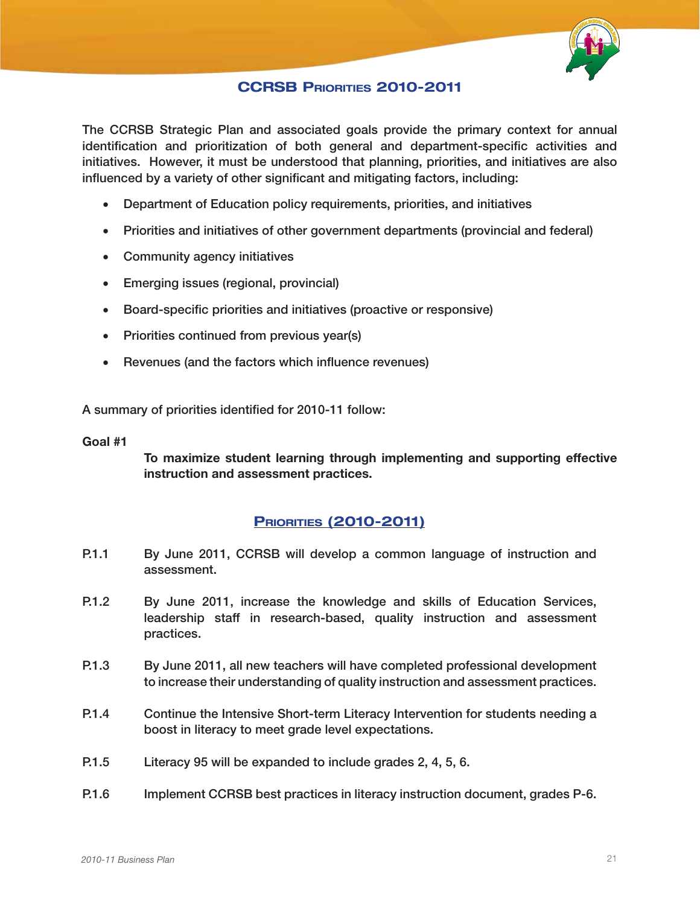## CCRSB Priorities 2010-2011

The CCRSB Strategic Plan and associated goals provide the primary context for annual identification and prioritization of both general and department-specific activities and initiatives. However, it must be understood that planning, priorities, and initiatives are also influenced by a variety of other significant and mitigating factors, including:

- Department of Education policy requirements, priorities, and initiatives
- Priorities and initiatives of other government departments (provincial and federal)
- Community agency initiatives
- Emerging issues (regional, provincial)
- Board-specific priorities and initiatives (proactive or responsive)
- Priorities continued from previous year(s)
- Revenues (and the factors which influence revenues)

A summary of priorities identified for 2010-11 follow:

**Goal #1**

**To maximize student learning through implementing and supporting effective instruction and assessment practices.**

### Priorities (2010-2011)

P.1.1 By June 2011, CCRSB will develop a common language of instruction and assessment.

P.1.2 By June 2011, increase the knowledge and skills of Education Services, leadership staff in research-based, quality instruction and assessment practices.

P.1.3 By June 2011, all new teachers will have completed professional development to increase their understanding of quality instruction and assessment practices.

P.1.4 Continue the Intensive Short-term Literacy Intervention for students needing a boost in literacy to meet grade level expectations.

P.1.5 Literacy 95 will be expanded to include grades 2, 4, 5, 6.

P.1.6 Implement CCRSB best practices in literacy instruction document, grades P-6.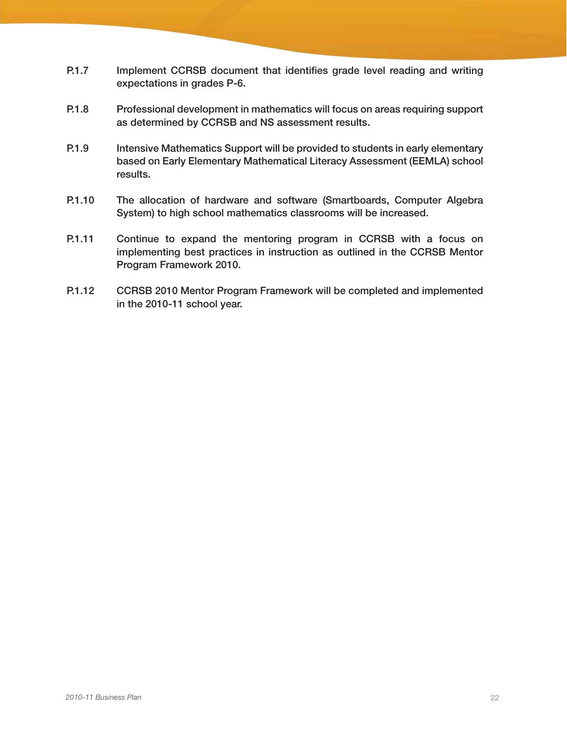P.1.7 Implement CCRSB document that identifies grade level reading and writing expectations in grades P-6.

P.1.8 Professional development in mathematics will focus on areas requiring support as determined by CCRSB and NS assessment results.

P.1.9 Intensive Mathematics Support will be provided to students in early elementary based on Early Elementary Mathematical Literacy Assessment (EEMLA) school results.

P.1.10 The allocation of hardware and software (Smartboards, Computer Algebra System) to high school mathematics classrooms will be increased.

P.1.11 Continue to expand the mentoring program in CCRSB with a focus on implementing best practices in instruction as outlined in the CCRSB Mentor Program Framework 2010.

P.1.12 CCRSB 2010 Mentor Program Framework will be completed and implemented in the 2010-11 school year.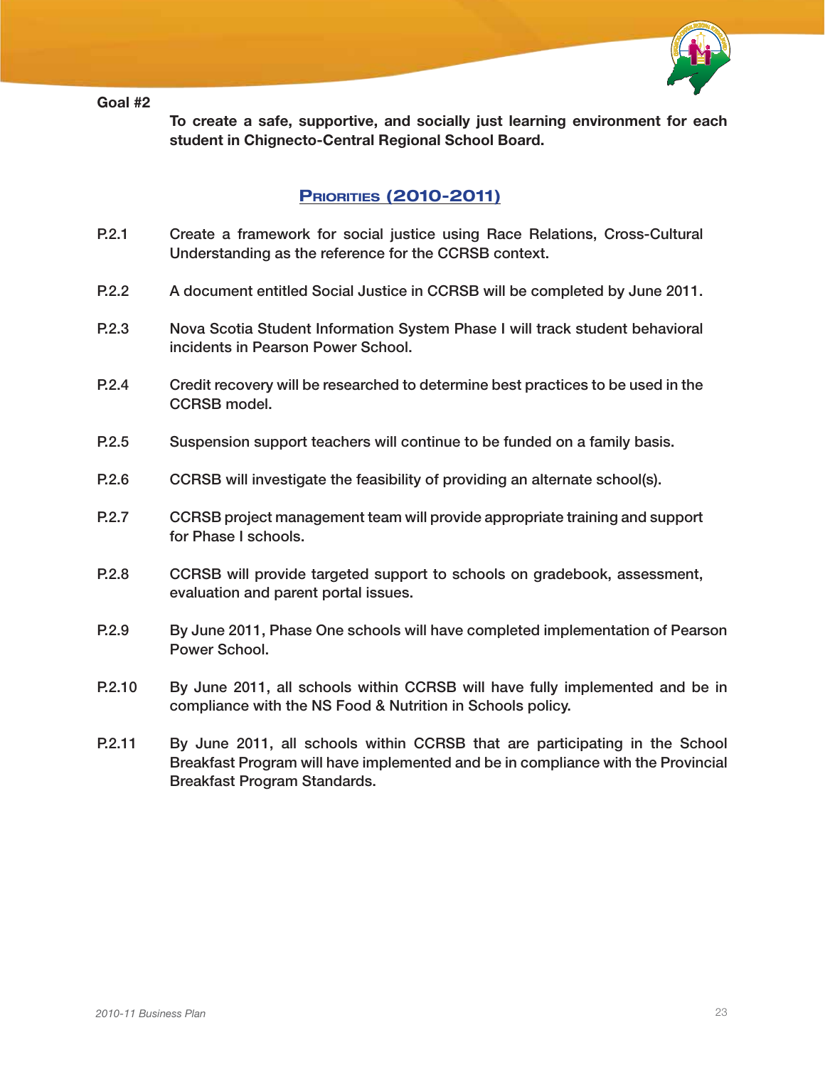**Goal #2**

**To create a safe, supportive, and socially just learning environment for each student in Chignecto-Central Regional School Board.**

## Priorities (2010-2011)

P.2.1 Create a framework for social justice using Race Relations, Cross-Cultural Understanding as the reference for the CCRSB context.

P.2.2 A document entitled Social Justice in CCRSB will be completed by June 2011.

P.2.3 Nova Scotia Student Information System Phase I will track student behavioral incidents in Pearson Power School.

P.2.4 Credit recovery will be researched to determine best practices to be used in the CCRSB model.

P.2.5 Suspension support teachers will continue to be funded on a family basis.

P.2.6 CCRSB will investigate the feasibility of providing an alternate school(s).

P.2.7 CCRSB project management team will provide appropriate training and support for Phase I schools.

P.2.8 CCRSB will provide targeted support to schools on gradebook, assessment, evaluation and parent portal issues.

P.2.9 By June 2011, Phase One schools will have completed implementation of Pearson Power School.

P.2.10 By June 2011, all schools within CCRSB will have fully implemented and be in compliance with the NS Food & Nutrition in Schools policy.

P.2.11 By June 2011, all schools within CCRSB that are participating in the School Breakfast Program will have implemented and be in compliance with the Provincial Breakfast Program Standards.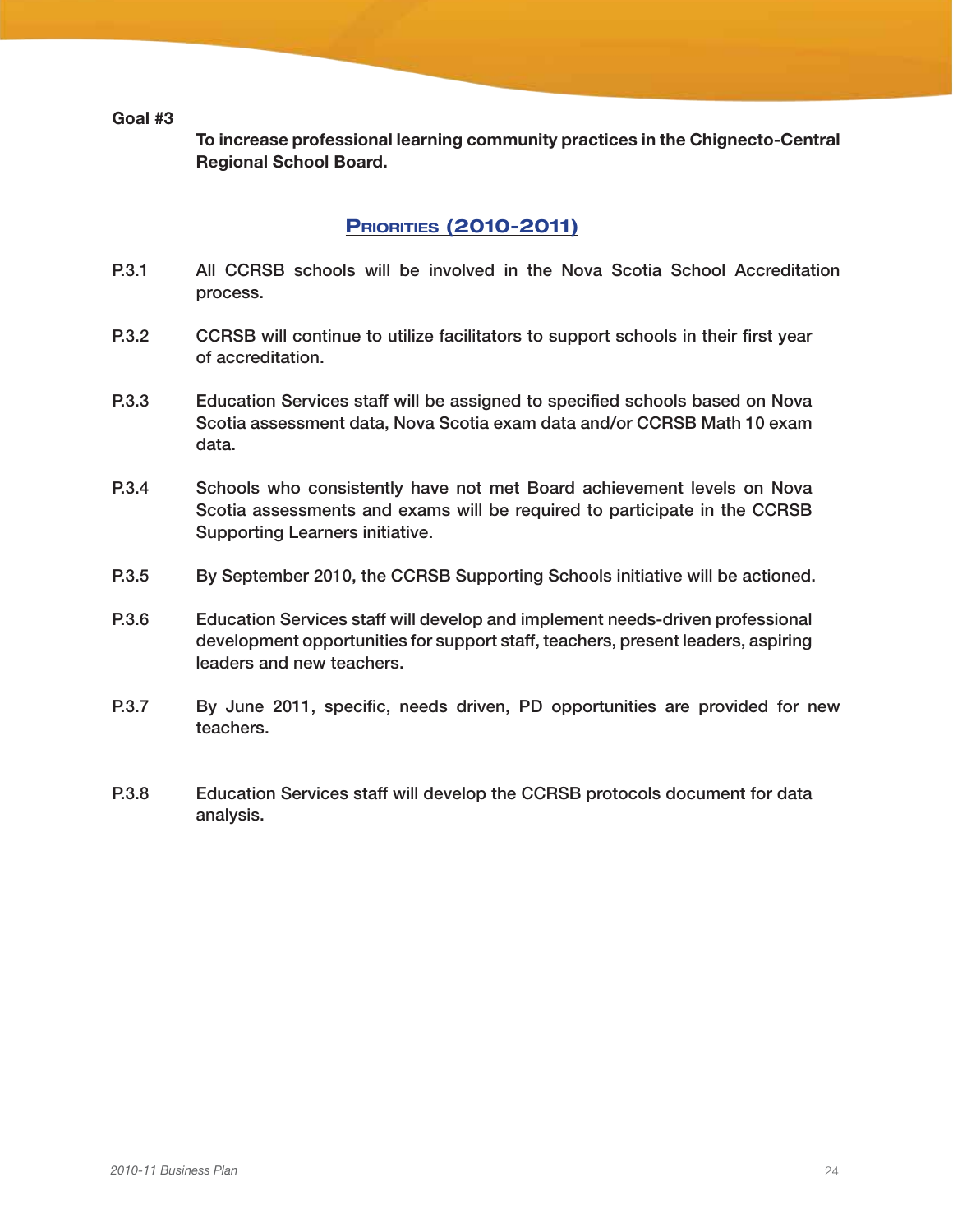**Goal #3**

**To increase professional learning community practices in the Chignecto-Central Regional School Board.**

## Priorities (2010-2011)

P.3.1 All CCRSB schools will be involved in the Nova Scotia School Accreditation process.

P.3.2 CCRSB will continue to utilize facilitators to support schools in their first year of accreditation.

P.3.3 Education Services staff will be assigned to specified schools based on Nova Scotia assessment data, Nova Scotia exam data and/or CCRSB Math 10 exam data.

P.3.4 Schools who consistently have not met Board achievement levels on Nova Scotia assessments and exams will be required to participate in the CCRSB Supporting Learners initiative.

P.3.5 By September 2010, the CCRSB Supporting Schools initiative will be actioned.

P.3.6 Education Services staff will develop and implement needs-driven professional development opportunities for support staff, teachers, present leaders, aspiring leaders and new teachers.

P.3.7 By June 2011, specific, needs driven, PD opportunities are provided for new teachers.

P.3.8 Education Services staff will develop the CCRSB protocols document for data analysis.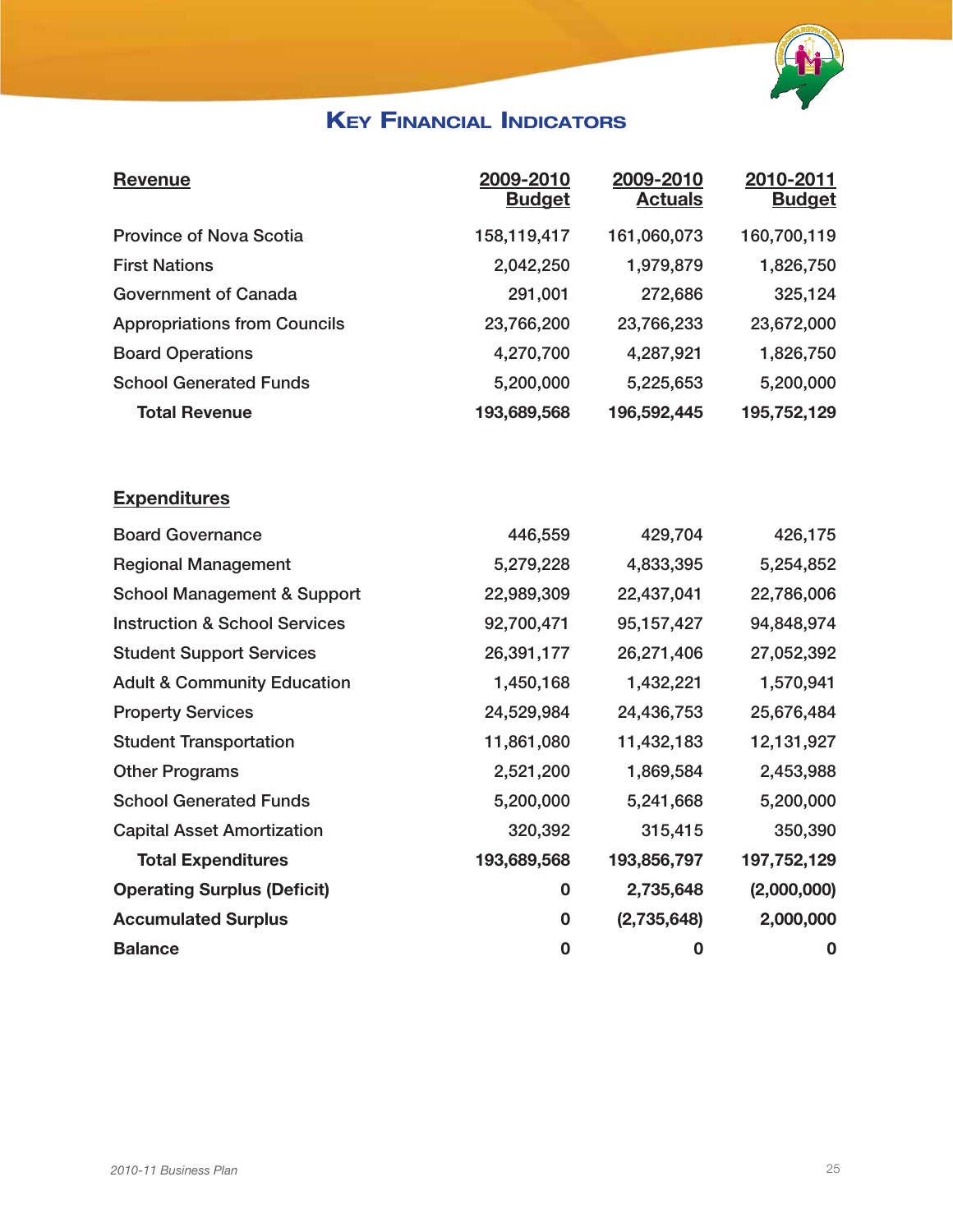# Key Financial Indicators

| Revenue | 2009-2010 Budget | 2009-2010 Actuals | 2010-2011 Budget |
|---|---|---|---|
| Province of Nova Scotia | 158,119,417 | 161,060,073 | 160,700,119 |
| First Nations | 2,042,250 | 1,979,879 | 1,826,750 |
| Government of Canada | 291,001 | 272,686 | 325,124 |
| Appropriations from Councils | 23,766,200 | 23,766,233 | 23,672,000 |
| Board Operations | 4,270,700 | 4,287,921 | 1,826,750 |
| School Generated Funds | 5,200,000 | 5,225,653 | 5,200,000 |
| **Total Revenue** | **193,689,568** | **196,592,445** | **195,752,129** |

| Expenditures | 2009-2010 Budget | 2009-2010 Actuals | 2010-2011 Budget |
|---|---|---|---|
| Board Governance | 446,559 | 429,704 | 426,175 |
| Regional Management | 5,279,228 | 4,833,395 | 5,254,852 |
| School Management & Support | 22,989,309 | 22,437,041 | 22,786,006 |
| Instruction & School Services | 92,700,471 | 95,157,427 | 94,848,974 |
| Student Support Services | 26,391,177 | 26,271,406 | 27,052,392 |
| Adult & Community Education | 1,450,168 | 1,432,221 | 1,570,941 |
| Property Services | 24,529,984 | 24,436,753 | 25,676,484 |
| Student Transportation | 11,861,080 | 11,432,183 | 12,131,927 |
| Other Programs | 2,521,200 | 1,869,584 | 2,453,988 |
| School Generated Funds | 5,200,000 | 5,241,668 | 5,200,000 |
| Capital Asset Amortization | 320,392 | 315,415 | 350,390 |
| **Total Expenditures** | **193,689,568** | **193,856,797** | **197,752,129** |
| **Operating Surplus (Deficit)** | **0** | **2,735,648** | **(2,000,000)** |
| **Accumulated Surplus** | **0** | **(2,735,648)** | **2,000,000** |
| **Balance** | **0** | **0** | **0** |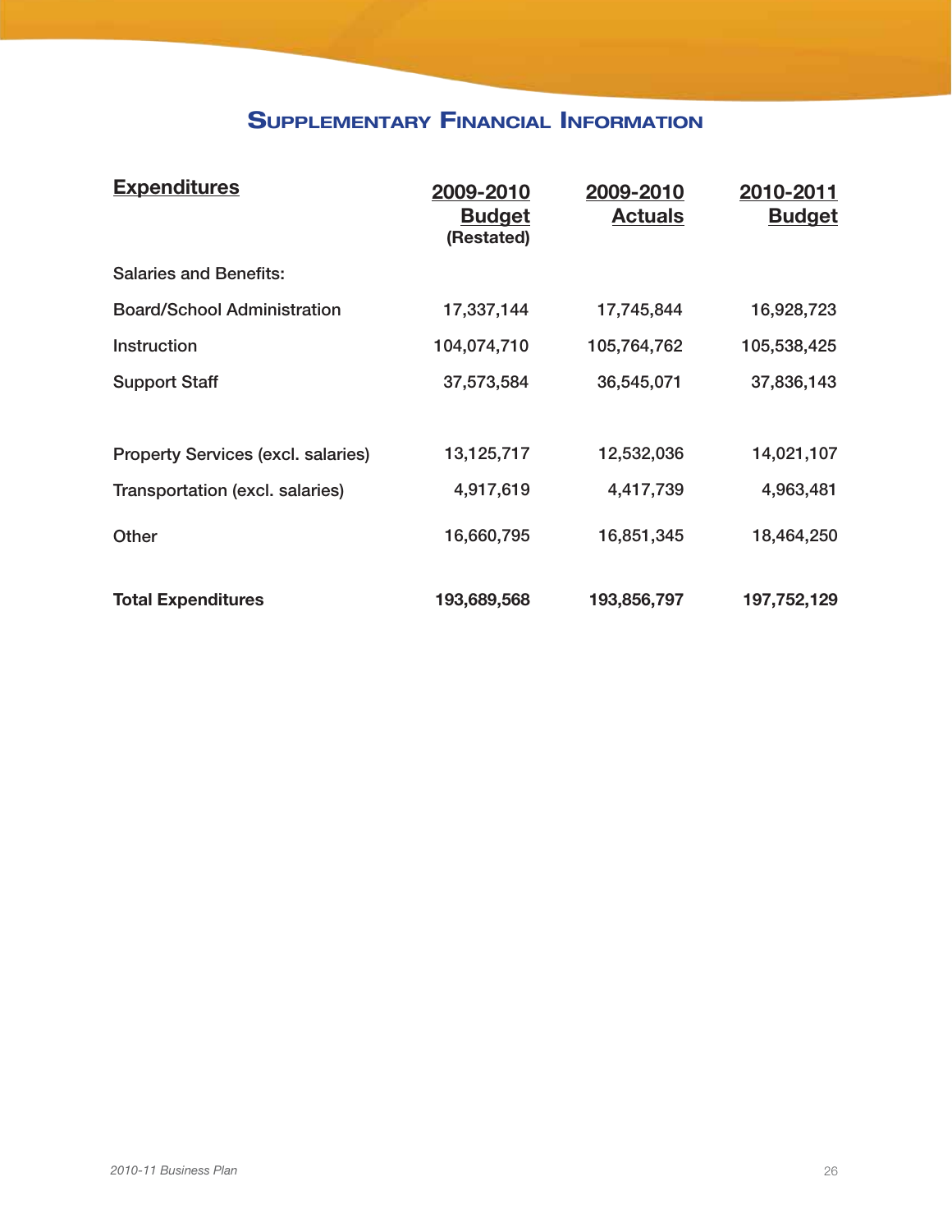# Supplementary Financial Information

| Expenditures | 2009-2010 Budget (Restated) | 2009-2010 Actuals | 2010-2011 Budget |
|---|---|---|---|
| Salaries and Benefits: | | | |
| Board/School Administration | 17,337,144 | 17,745,844 | 16,928,723 |
| Instruction | 104,074,710 | 105,764,762 | 105,538,425 |
| Support Staff | 37,573,584 | 36,545,071 | 37,836,143 |
| Property Services (excl. salaries) | 13,125,717 | 12,532,036 | 14,021,107 |
| Transportation (excl. salaries) | 4,917,619 | 4,417,739 | 4,963,481 |
| Other | 16,660,795 | 16,851,345 | 18,464,250 |
| **Total Expenditures** | **193,689,568** | **193,856,797** | **197,752,129** |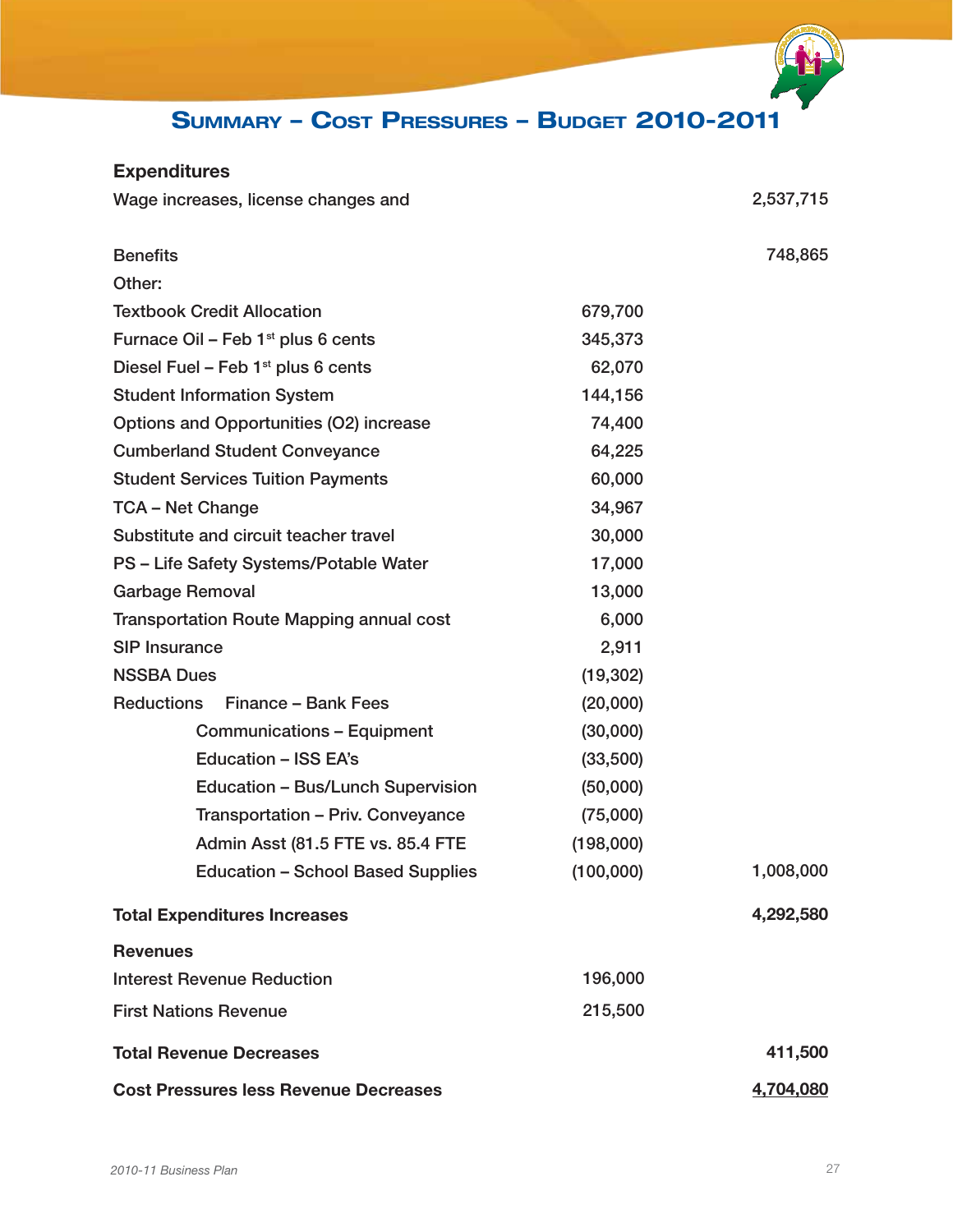# Summary – Cost Pressures – Budget 2010-2011

| | | |
|---|---|---|
| **Expenditures** | | |
| Wage increases, license changes and | | 2,537,715 |
| | | |
| Benefits | | 748,865 |
| Other: | | |
| Textbook Credit Allocation | 679,700 | |
| Furnace Oil – Feb 1st plus 6 cents | 345,373 | |
| Diesel Fuel – Feb 1st plus 6 cents | 62,070 | |
| Student Information System | 144,156 | |
| Options and Opportunities (O2) increase | 74,400 | |
| Cumberland Student Conveyance | 64,225 | |
| Student Services Tuition Payments | 60,000 | |
| TCA – Net Change | 34,967 | |
| Substitute and circuit teacher travel | 30,000 | |
| PS – Life Safety Systems/Potable Water | 17,000 | |
| Garbage Removal | 13,000 | |
| Transportation Route Mapping annual cost | 6,000 | |
| SIP Insurance | 2,911 | |
| NSSBA Dues | (19,302) | |
| Reductions Finance – Bank Fees | (20,000) | |
| Communications – Equipment | (30,000) | |
| Education – ISS EA's | (33,500) | |
| Education – Bus/Lunch Supervision | (50,000) | |
| Transportation – Priv. Conveyance | (75,000) | |
| Admin Asst (81.5 FTE vs. 85.4 FTE | (198,000) | |
| Education – School Based Supplies | (100,000) | 1,008,000 |
| **Total Expenditures Increases** | | **4,292,580** |
| **Revenues** | | |
| Interest Revenue Reduction | 196,000 | |
| First Nations Revenue | 215,500 | |
| **Total Revenue Decreases** | | **411,500** |
| **Cost Pressures less Revenue Decreases** | | **4,704,080** |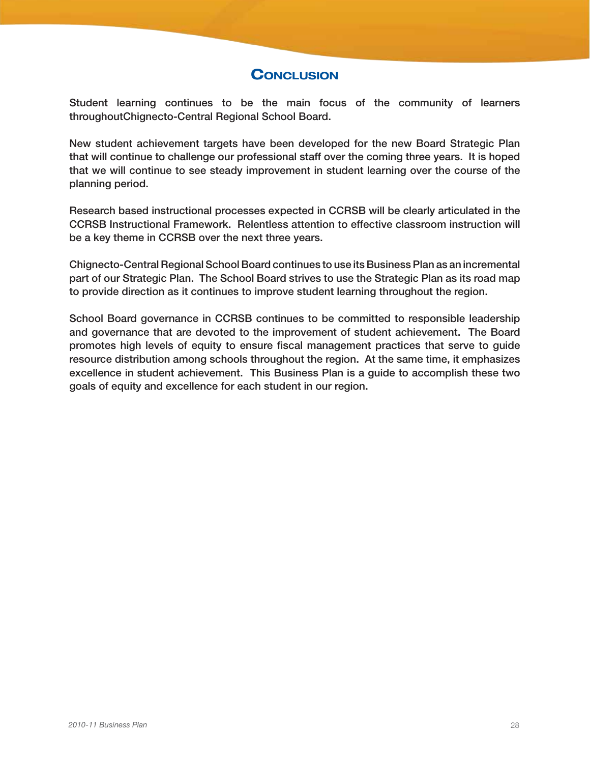# Conclusion

Student learning continues to be the main focus of the community of learners throughoutChignecto-Central Regional School Board.

New student achievement targets have been developed for the new Board Strategic Plan that will continue to challenge our professional staff over the coming three years. It is hoped that we will continue to see steady improvement in student learning over the course of the planning period.

Research based instructional processes expected in CCRSB will be clearly articulated in the CCRSB Instructional Framework. Relentless attention to effective classroom instruction will be a key theme in CCRSB over the next three years.

Chignecto-Central Regional School Board continues to use its Business Plan as an incremental part of our Strategic Plan. The School Board strives to use the Strategic Plan as its road map to provide direction as it continues to improve student learning throughout the region.

School Board governance in CCRSB continues to be committed to responsible leadership and governance that are devoted to the improvement of student achievement. The Board promotes high levels of equity to ensure fiscal management practices that serve to guide resource distribution among schools throughout the region. At the same time, it emphasizes excellence in student achievement. This Business Plan is a guide to accomplish these two goals of equity and excellence for each student in our region.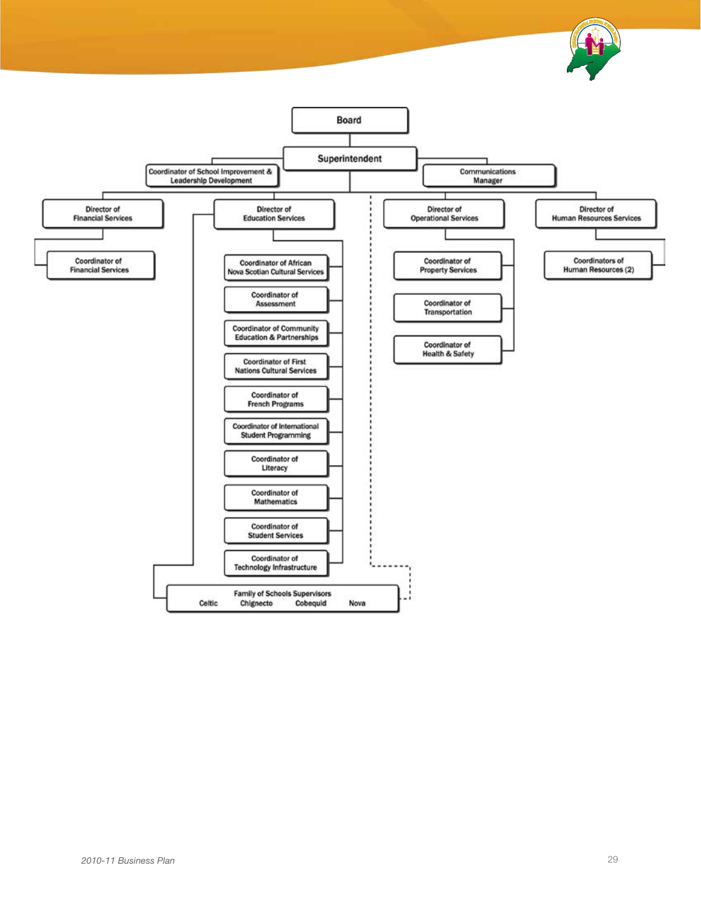- Board
  - Superintendent
    - Coordinator of School Improvement & Leadership Development
    - Communications Manager
    - Director of Financial Services
      - Coordinator of Financial Services
    - Director of Education Services
      - Coordinator of African Nova Scotian Cultural Services
      - Coordinator of Assessment
      - Coordinator of Community Education & Partnerships
      - Coordinator of First Nations Cultural Services
      - Coordinator of French Programs
      - Coordinator of International Student Programming
      - Coordinator of Literacy
      - Coordinator of Mathematics
      - Coordinator of Student Services
      - Coordinator of Technology Infrastructure
      - Family of Schools Supervisors: Celtic, Chignecto, Cobequid, Nova
    - Director of Operational Services
      - Coordinator of Property Services
      - Coordinator of Transportation
      - Coordinator of Health & Safety
    - Director of Human Resources Services
      - Coordinators of Human Resources (2)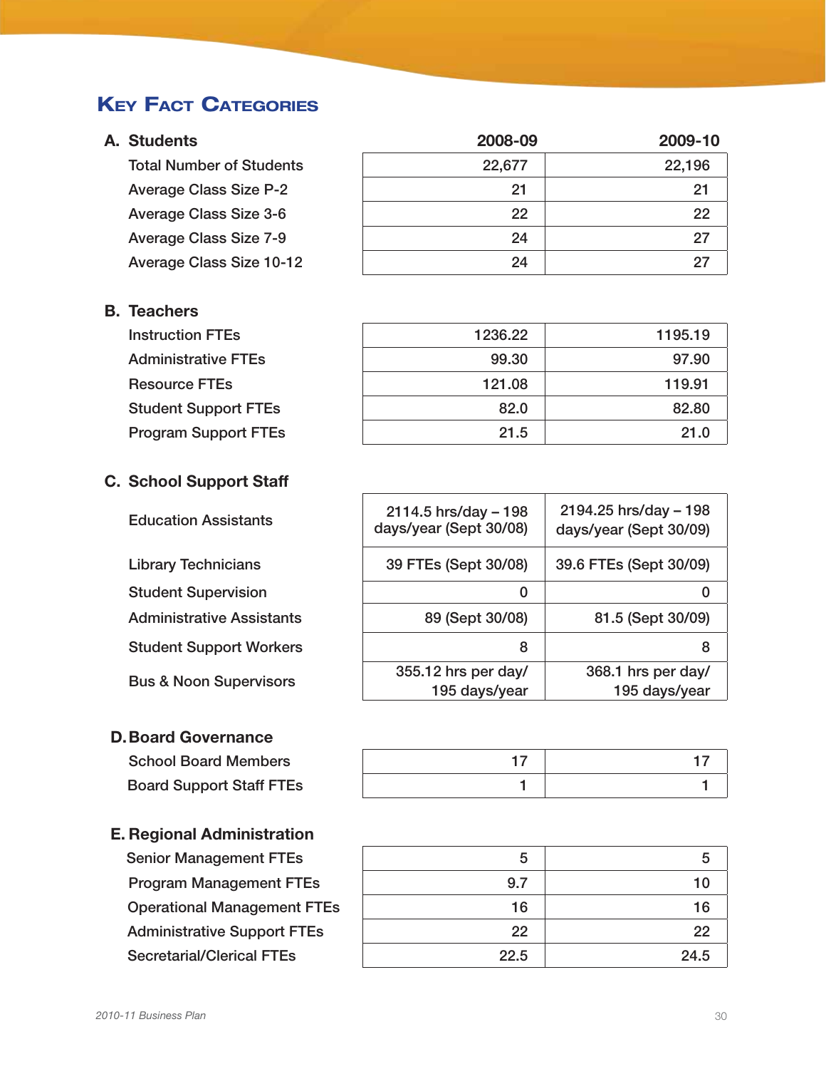## Key Fact Categories

| A. Students | 2008-09 | 2009-10 |
|---|---|---|
| Total Number of Students | 22,677 | 22,196 |
| Average Class Size P-2 | 21 | 21 |
| Average Class Size 3-6 | 22 | 22 |
| Average Class Size 7-9 | 24 | 27 |
| Average Class Size 10-12 | 24 | 27 |

| B. Teachers | 2008-09 | 2009-10 |
|---|---|---|
| Instruction FTEs | 1236.22 | 1195.19 |
| Administrative FTEs | 99.30 | 97.90 |
| Resource FTEs | 121.08 | 119.91 |
| Student Support FTEs | 82.0 | 82.80 |
| Program Support FTEs | 21.5 | 21.0 |

| C. School Support Staff | 2008-09 | 2009-10 |
|---|---|---|
| Education Assistants | 2114.5 hrs/day – 198 days/year (Sept 30/08) | 2194.25 hrs/day – 198 days/year (Sept 30/09) |
| Library Technicians | 39 FTEs (Sept 30/08) | 39.6 FTEs (Sept 30/09) |
| Student Supervision | 0 | 0 |
| Administrative Assistants | 89 (Sept 30/08) | 81.5 (Sept 30/09) |
| Student Support Workers | 8 | 8 |
| Bus & Noon Supervisors | 355.12 hrs per day/ 195 days/year | 368.1 hrs per day/ 195 days/year |

| D. Board Governance | 2008-09 | 2009-10 |
|---|---|---|
| School Board Members | 17 | 17 |
| Board Support Staff FTEs | 1 | 1 |

| E. Regional Administration | 2008-09 | 2009-10 |
|---|---|---|
| Senior Management FTEs | 5 | 5 |
| Program Management FTEs | 9.7 | 10 |
| Operational Management FTEs | 16 | 16 |
| Administrative Support FTEs | 22 | 22 |
| Secretarial/Clerical FTEs | 22.5 | 24.5 |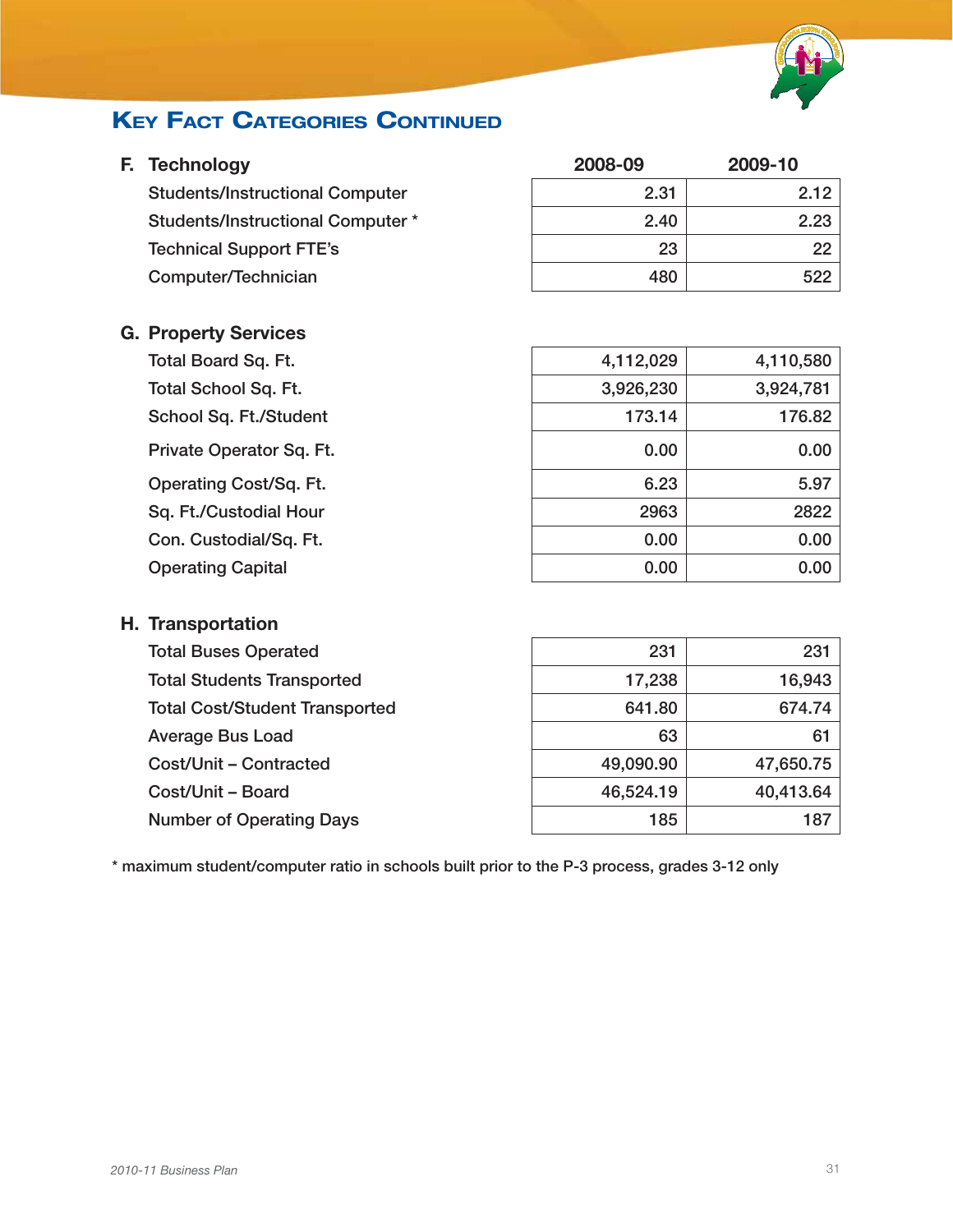## Key Fact Categories Continued

| F. Technology | 2008-09 | 2009-10 |
|---|---|---|
| Students/Instructional Computer | 2.31 | 2.12 |
| Students/Instructional Computer * | 2.40 | 2.23 |
| Technical Support FTE's | 23 | 22 |
| Computer/Technician | 480 | 522 |

| G. Property Services | 2008-09 | 2009-10 |
|---|---|---|
| Total Board Sq. Ft. | 4,112,029 | 4,110,580 |
| Total School Sq. Ft. | 3,926,230 | 3,924,781 |
| School Sq. Ft./Student | 173.14 | 176.82 |
| Private Operator Sq. Ft. | 0.00 | 0.00 |
| Operating Cost/Sq. Ft. | 6.23 | 5.97 |
| Sq. Ft./Custodial Hour | 2963 | 2822 |
| Con. Custodial/Sq. Ft. | 0.00 | 0.00 |
| Operating Capital | 0.00 | 0.00 |

| H. Transportation | 2008-09 | 2009-10 |
|---|---|---|
| Total Buses Operated | 231 | 231 |
| Total Students Transported | 17,238 | 16,943 |
| Total Cost/Student Transported | 641.80 | 674.74 |
| Average Bus Load | 63 | 61 |
| Cost/Unit – Contracted | 49,090.90 | 47,650.75 |
| Cost/Unit – Board | 46,524.19 | 40,413.64 |
| Number of Operating Days | 185 | 187 |

* maximum student/computer ratio in schools built prior to the P-3 process, grades 3-12 only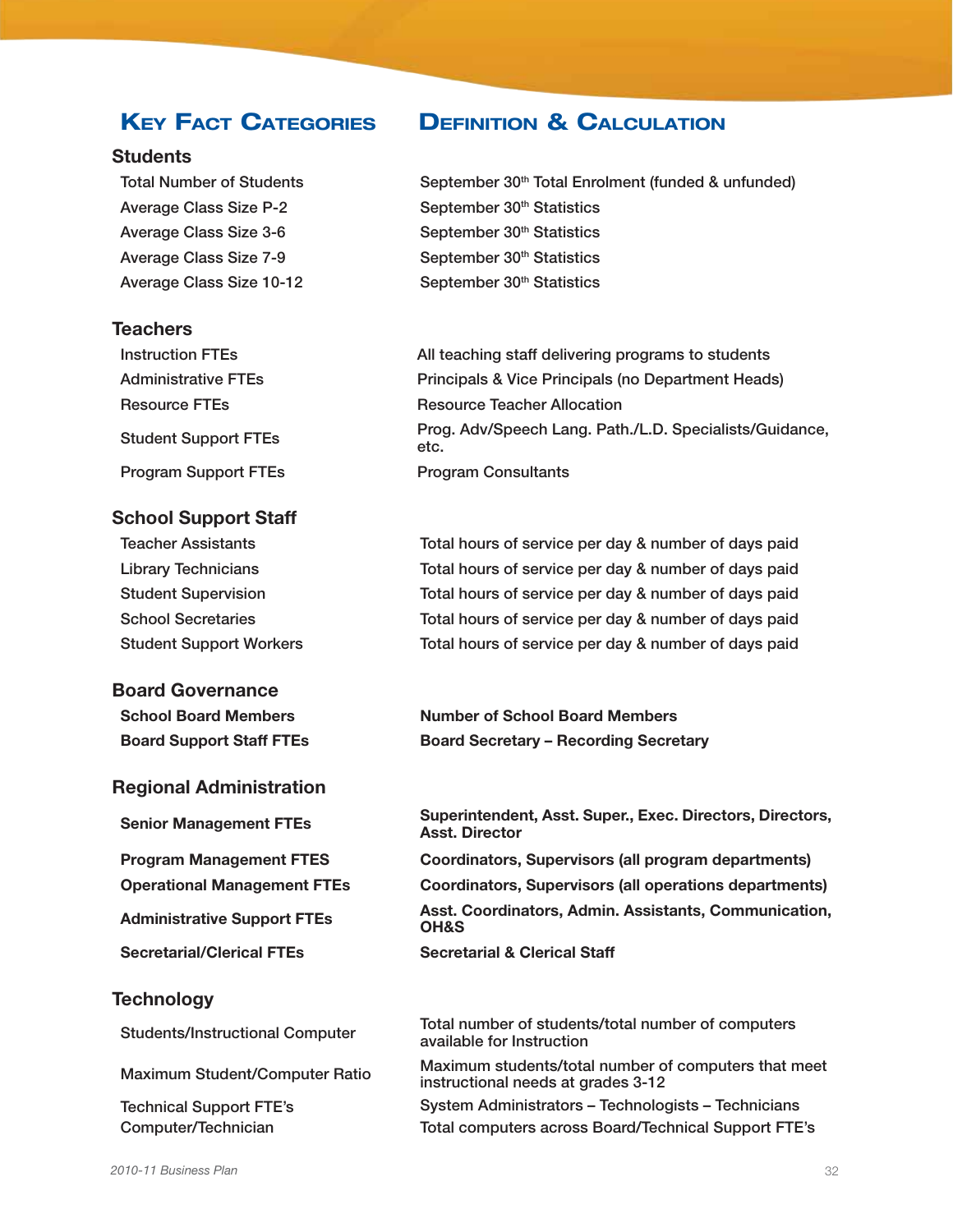| Key Fact Categories | Definition & Calculation |
|---|---|
| **Students** | |
| Total Number of Students | September 30th Total Enrolment (funded & unfunded) |
| Average Class Size P-2 | September 30th Statistics |
| Average Class Size 3-6 | September 30th Statistics |
| Average Class Size 7-9 | September 30th Statistics |
| Average Class Size 10-12 | September 30th Statistics |
| **Teachers** | |
| Instruction FTEs | All teaching staff delivering programs to students |
| Administrative FTEs | Principals & Vice Principals (no Department Heads) |
| Resource FTEs | Resource Teacher Allocation |
| Student Support FTEs | Prog. Adv/Speech Lang. Path./L.D. Specialists/Guidance, etc. |
| Program Support FTEs | Program Consultants |
| **School Support Staff** | |
| Teacher Assistants | Total hours of service per day & number of days paid |
| Library Technicians | Total hours of service per day & number of days paid |
| Student Supervision | Total hours of service per day & number of days paid |
| School Secretaries | Total hours of service per day & number of days paid |
| Student Support Workers | Total hours of service per day & number of days paid |
| **Board Governance** | |
| **School Board Members** | **Number of School Board Members** |
| **Board Support Staff FTEs** | **Board Secretary – Recording Secretary** |
| **Regional Administration** | |
| **Senior Management FTEs** | **Superintendent, Asst. Super., Exec. Directors, Directors, Asst. Director** |
| **Program Management FTES** | **Coordinators, Supervisors (all program departments)** |
| **Operational Management FTEs** | **Coordinators, Supervisors (all operations departments)** |
| **Administrative Support FTEs** | **Asst. Coordinators, Admin. Assistants, Communication, OH&S** |
| **Secretarial/Clerical FTEs** | **Secretarial & Clerical Staff** |
| **Technology** | |
| Students/Instructional Computer | Total number of students/total number of computers available for Instruction |
| Maximum Student/Computer Ratio | Maximum students/total number of computers that meet instructional needs at grades 3-12 |
| Technical Support FTE's | System Administrators – Technologists – Technicians |
| Computer/Technician | Total computers across Board/Technical Support FTE's |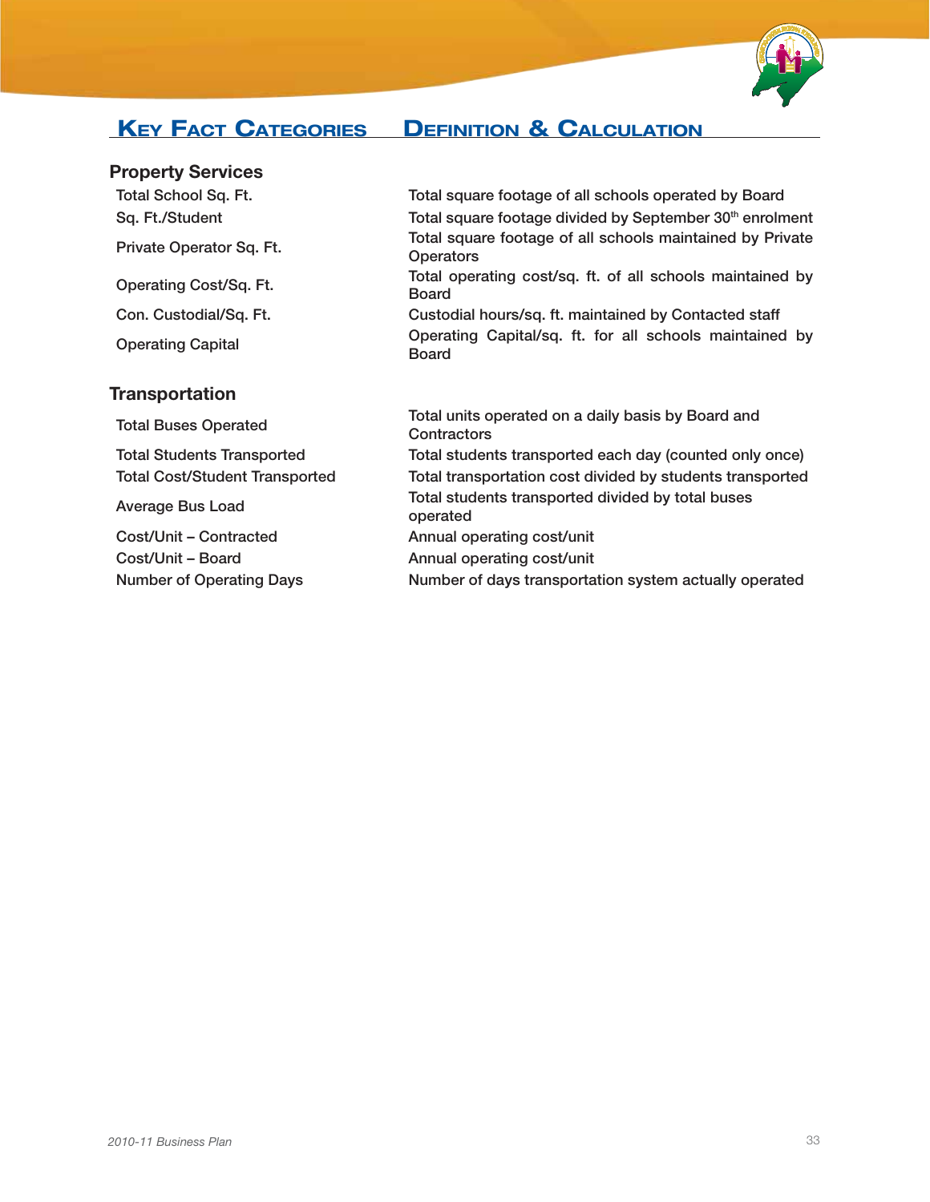| Key Fact Categories | Definition & Calculation |
|---|---|
| **Property Services** | |
| Total School Sq. Ft. | Total square footage of all schools operated by Board |
| Sq. Ft./Student | Total square footage divided by September 30th enrolment |
| Private Operator Sq. Ft. | Total square footage of all schools maintained by Private Operators |
| Operating Cost/Sq. Ft. | Total operating cost/sq. ft. of all schools maintained by Board |
| Con. Custodial/Sq. Ft. | Custodial hours/sq. ft. maintained by Contacted staff |
| Operating Capital | Operating Capital/sq. ft. for all schools maintained by Board |
| **Transportation** | |
| Total Buses Operated | Total units operated on a daily basis by Board and Contractors |
| Total Students Transported | Total students transported each day (counted only once) |
| Total Cost/Student Transported | Total transportation cost divided by students transported |
| Average Bus Load | Total students transported divided by total buses operated |
| Cost/Unit – Contracted | Annual operating cost/unit |
| Cost/Unit – Board | Annual operating cost/unit |
| Number of Operating Days | Number of days transportation system actually operated |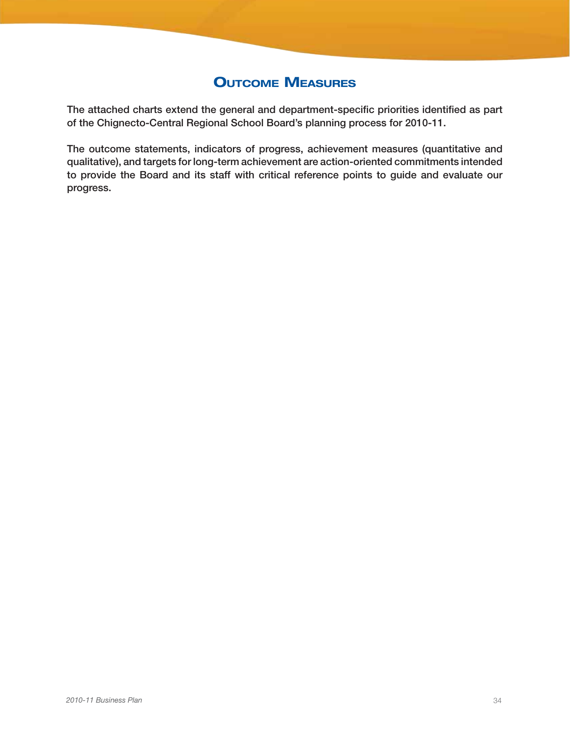# Outcome Measures

**The attached charts extend the general and department-specific priorities identified as part of the Chignecto-Central Regional School Board's planning process for 2010-11.**

**The outcome statements, indicators of progress, achievement measures (quantitative and qualitative), and targets for long-term achievement are action-oriented commitments intended to provide the Board and its staff with critical reference points to guide and evaluate our progress.**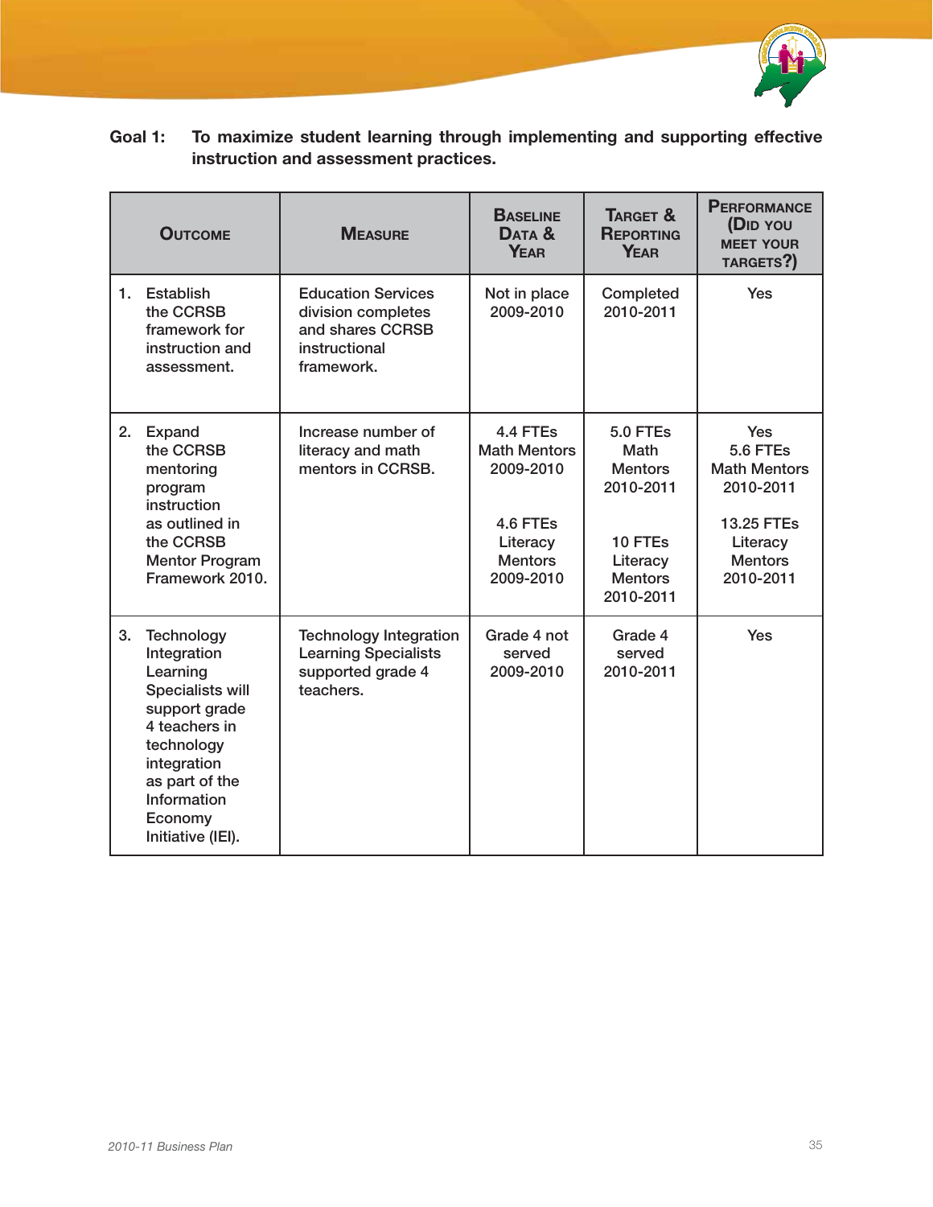**Goal 1:** **To maximize student learning through implementing and supporting effective instruction and assessment practices.**

| Outcome | Measure | Baseline Data & Year | Target & Reporting Year | Performance (Did you meet your targets?) |
|---|---|---|---|---|
| 1. Establish the CCRSB framework for instruction and assessment. | Education Services division completes and shares CCRSB instructional framework. | Not in place 2009-2010 | Completed 2010-2011 | Yes |
| 2. Expand the CCRSB mentoring program instruction as outlined in the CCRSB Mentor Program Framework 2010. | Increase number of literacy and math mentors in CCRSB. | 4.4 FTEs Math Mentors 2009-2010<br><br>4.6 FTEs Literacy Mentors 2009-2010 | 5.0 FTEs Math Mentors 2010-2011<br><br>10 FTEs Literacy Mentors 2010-2011 | Yes 5.6 FTEs Math Mentors 2010-2011<br><br>13.25 FTEs Literacy Mentors 2010-2011 |
| 3. Technology Integration Learning Specialists will support grade 4 teachers in technology integration as part of the Information Economy Initiative (IEI). | Technology Integration Learning Specialists supported grade 4 teachers. | Grade 4 not served 2009-2010 | Grade 4 served 2010-2011 | Yes |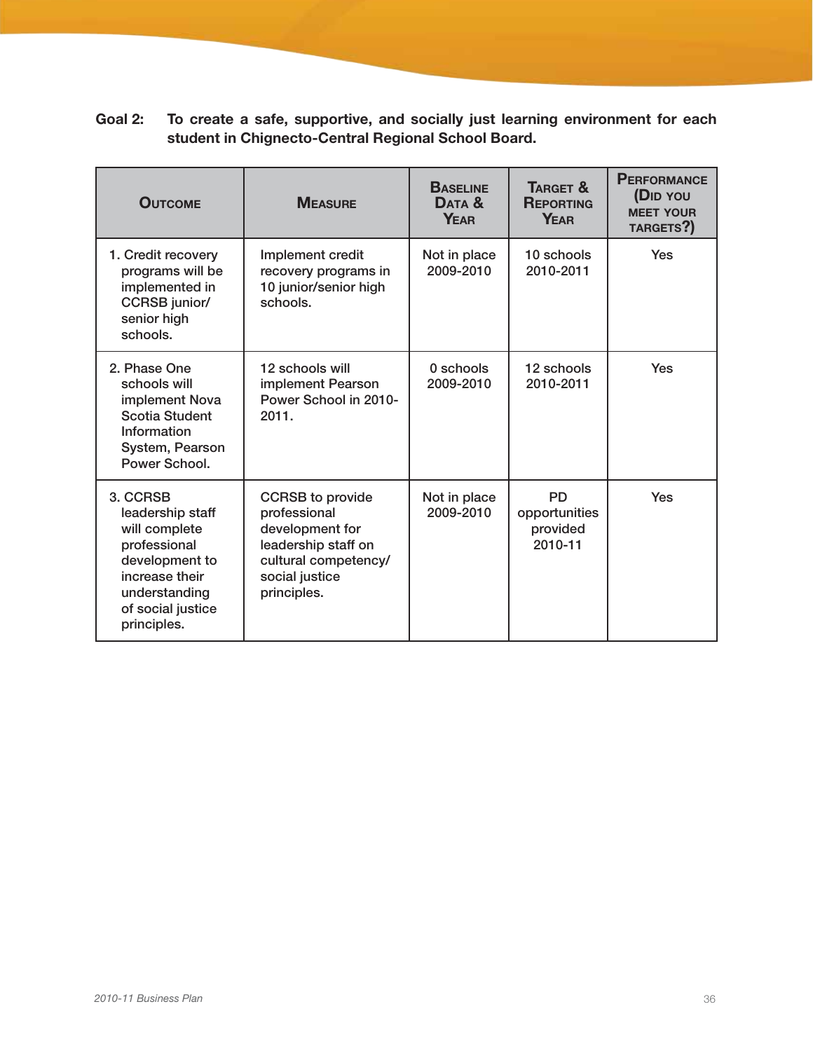**Goal 2:** **To create a safe, supportive, and socially just learning environment for each student in Chignecto-Central Regional School Board.**

| Outcome | Measure | Baseline Data & Year | Target & Reporting Year | Performance (Did you meet your targets?) |
|---|---|---|---|---|
| 1. Credit recovery programs will be implemented in CCRSB junior/ senior high schools. | Implement credit recovery programs in 10 junior/senior high schools. | Not in place 2009-2010 | 10 schools 2010-2011 | Yes |
| 2. Phase One schools will implement Nova Scotia Student Information System, Pearson Power School. | 12 schools will implement Pearson Power School in 2010-2011. | 0 schools 2009-2010 | 12 schools 2010-2011 | Yes |
| 3. CCRSB leadership staff will complete professional development to increase their understanding of social justice principles. | CCRSB to provide professional development for leadership staff on cultural competency/ social justice principles. | Not in place 2009-2010 | PD opportunities provided 2010-11 | Yes |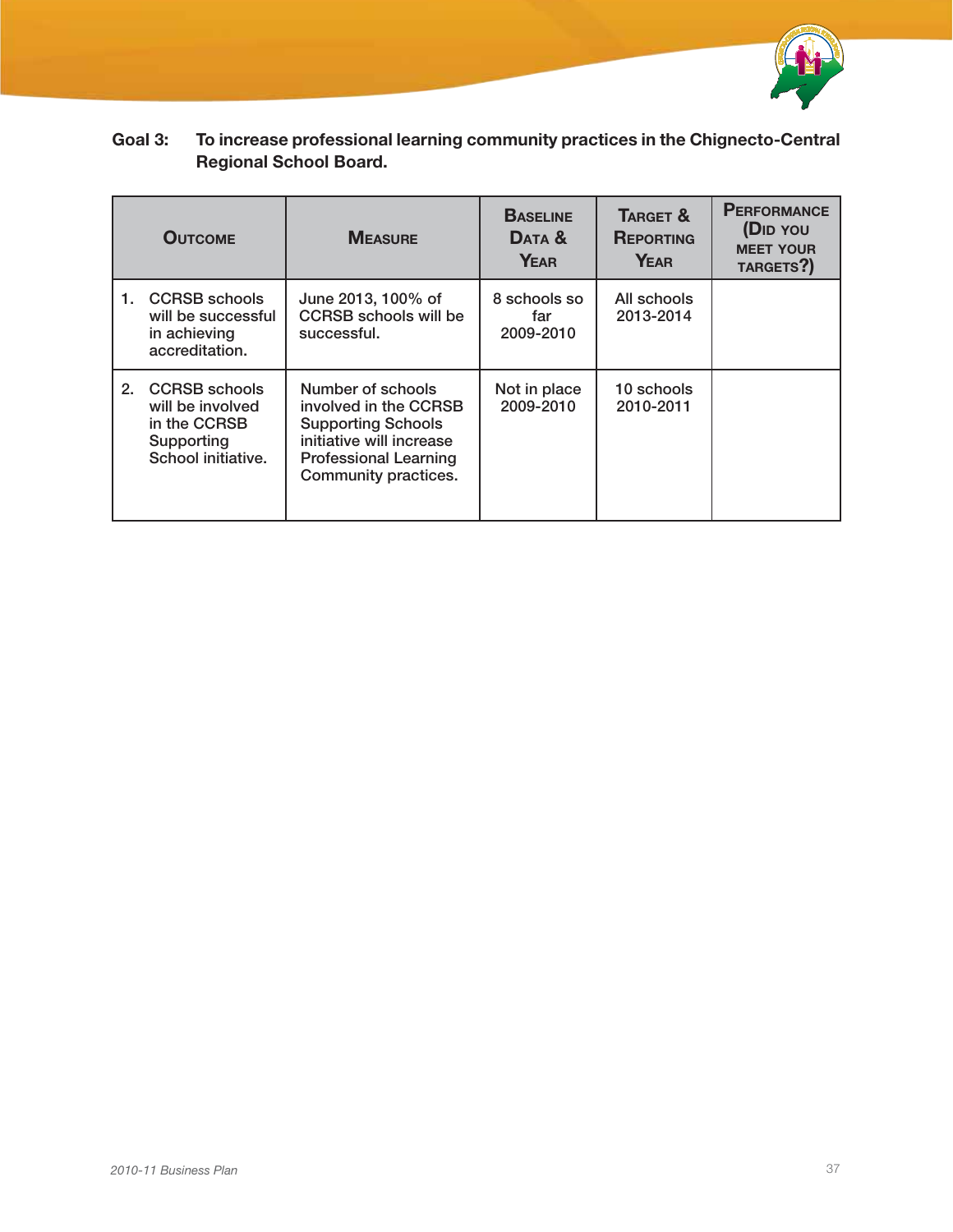**Goal 3: To increase professional learning community practices in the Chignecto-Central Regional School Board.**

| Outcome | Measure | Baseline Data & Year | Target & Reporting Year | Performance (Did you meet your targets?) |
|---|---|---|---|---|
| 1. CCRSB schools will be successful in achieving accreditation. | June 2013, 100% of CCRSB schools will be successful. | 8 schools so far 2009-2010 | All schools 2013-2014 | |
| 2. CCRSB schools will be involved in the CCRSB Supporting School initiative. | Number of schools involved in the CCRSB Supporting Schools initiative will increase Professional Learning Community practices. | Not in place 2009-2010 | 10 schools 2010-2011 | |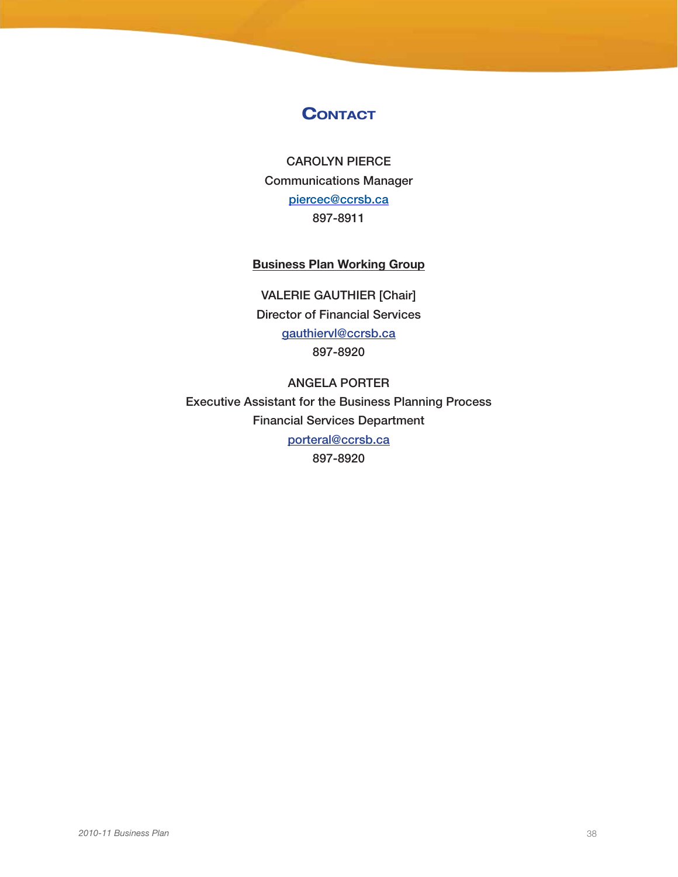# Contact

CAROLYN PIERCE

Communications Manager

piercec@ccrsb.ca

897-8911

**Business Plan Working Group**

VALERIE GAUTHIER [Chair]

Director of Financial Services

gauthiervl@ccrsb.ca

897-8920

ANGELA PORTER

Executive Assistant for the Business Planning Process

Financial Services Department

porteral@ccrsb.ca

897-8920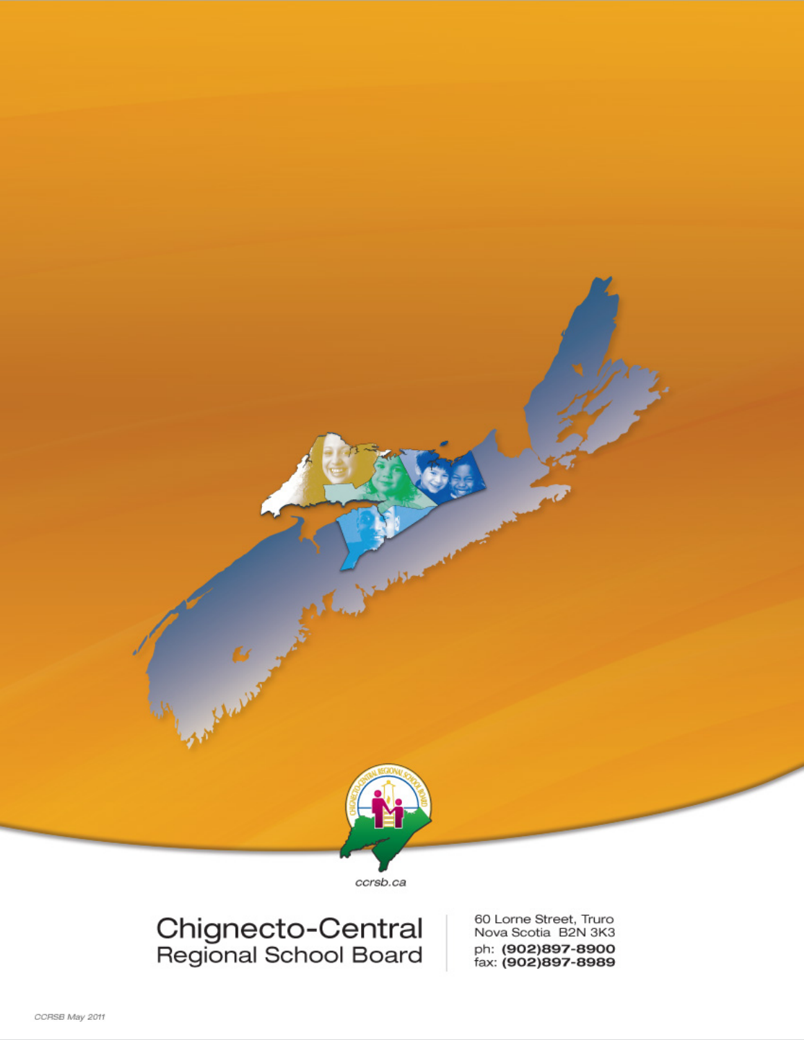ccrsb.ca

Chignecto-Central
Regional School Board

60 Lorne Street, Truro
Nova Scotia B2N 3K3
ph: **(902)897-8900**
fax: **(902)897-8989**

*CCRSB May 2011*